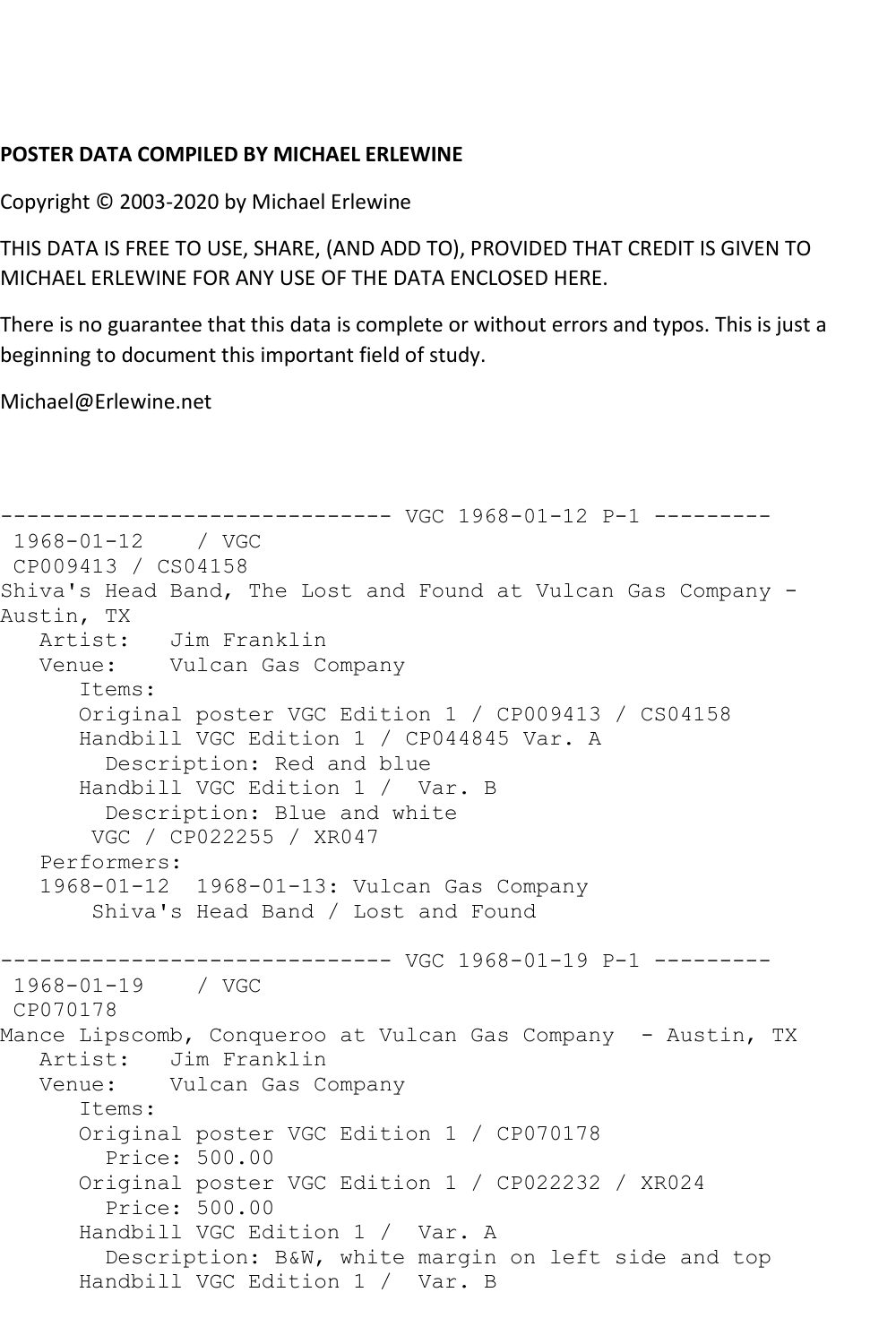**POSTER DATA COMPILED BY MICHAEL ERLEWINE**

Copyright © 2003-2020 by Michael Erlewine

THIS DATA IS FREE TO USE, SHARE, (AND ADD TO), PROVIDED THAT CREDIT IS GIVEN TO MICHAEL ERLEWINE FOR ANY USE OF THE DATA ENCLOSED HERE.

There is no guarantee that this data is complete or without errors and typos. This is just a beginning to document this important field of study.

Michael@Erlewine.net

```
------------------------------ VGC 1968-01-12 P-1 ---------
 1968-01-12    / VGC
 CP009413 / CS04158
Shiva's Head Band, The Lost and Found at Vulcan Gas Company - 
Austin, TX
   Artist:   Jim Franklin
   Venue:    Vulcan Gas Company
      Items:
      Original poster VGC Edition 1 / CP009413 / CS04158
      Handbill VGC Edition 1 / CP044845 Var. A
        Description: Red and blue
      Handbill VGC Edition 1 /  Var. B
        Description: Blue and white
       VGC / CP022255 / XR047
   Performers:
   1968-01-12  1968-01-13: Vulcan Gas Company
       Shiva's Head Band / Lost and Found

------------------------------ VGC 1968-01-19 P-1 ---------
 1968-01-19    / VGC
 CP070178
Mance Lipscomb, Conqueroo at Vulcan Gas Company  - Austin, TX
   Artist:   Jim Franklin
   Venue:    Vulcan Gas Company
      Items:
      Original poster VGC Edition 1 / CP070178
        Price: 500.00
      Original poster VGC Edition 1 / CP022232 / XR024
        Price: 500.00
      Handbill VGC Edition 1 /  Var. A
        Description: B&W, white margin on left side and top
      Handbill VGC Edition 1 /  Var. B
```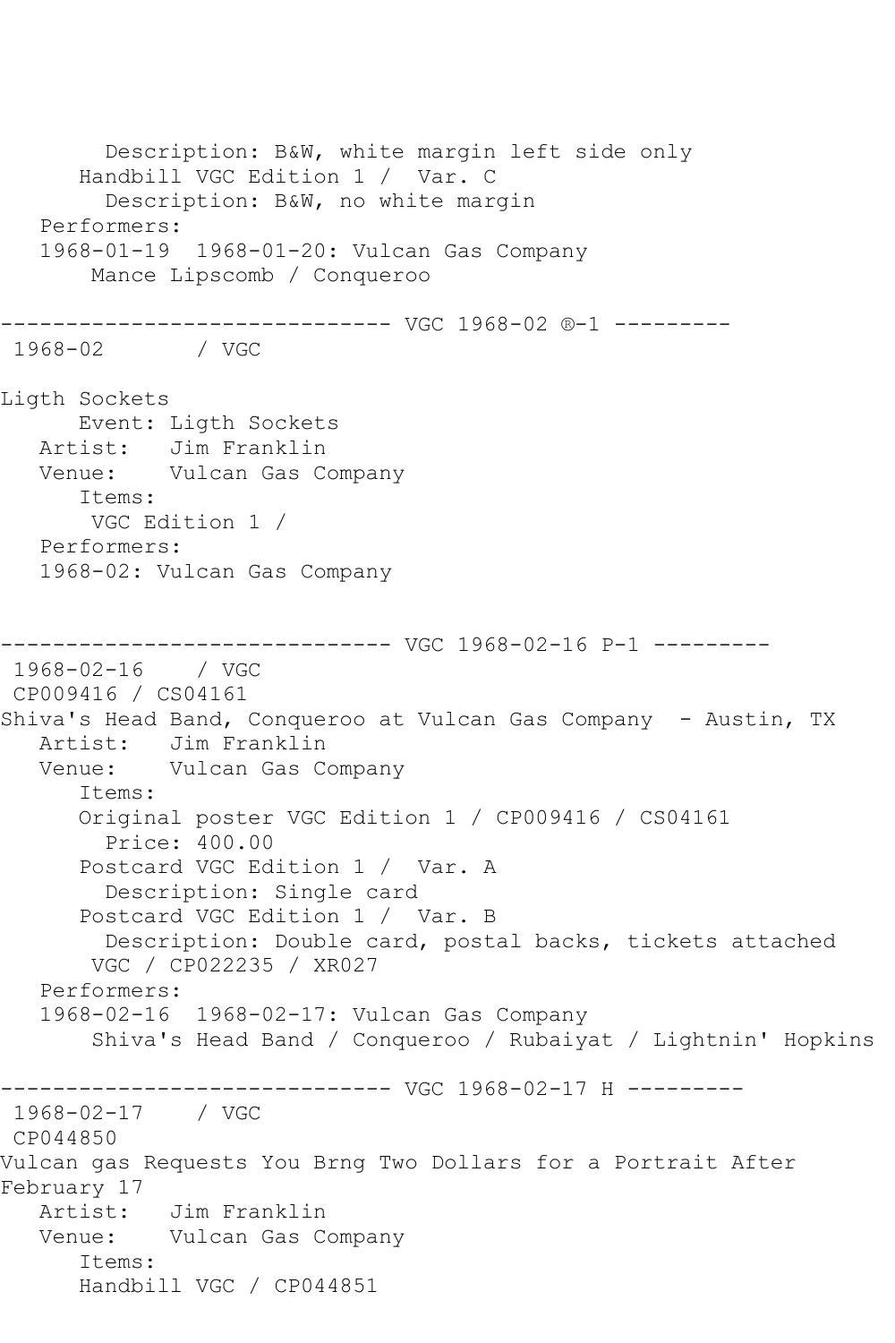```
        Description: B&W, white margin left side only
      Handbill VGC Edition 1 /  Var. C
        Description: B&W, no white margin
   Performers:
   1968-01-19  1968-01-20: Vulcan Gas Company
       Mance Lipscomb / Conqueroo

------------------------------ VGC 1968-02 ®-1 ---------
 1968-02       / VGC

Ligth Sockets
      Event: Ligth Sockets
   Artist:   Jim Franklin
   Venue:    Vulcan Gas Company
      Items:
       VGC Edition 1 /
   Performers:
   1968-02: Vulcan Gas Company


------------------------------ VGC 1968-02-16 P-1 ---------
 1968-02-16    / VGC
 CP009416 / CS04161
Shiva's Head Band, Conqueroo at Vulcan Gas Company  - Austin, TX
   Artist:   Jim Franklin
   Venue:    Vulcan Gas Company
      Items:
      Original poster VGC Edition 1 / CP009416 / CS04161
        Price: 400.00
      Postcard VGC Edition 1 /  Var. A
        Description: Single card
      Postcard VGC Edition 1 /  Var. B
        Description: Double card, postal backs, tickets attached
       VGC / CP022235 / XR027
   Performers:
   1968-02-16  1968-02-17: Vulcan Gas Company
       Shiva's Head Band / Conqueroo / Rubaiyat / Lightnin' Hopkins

------------------------------ VGC 1968-02-17 H ---------
 1968-02-17    / VGC
 CP044850
Vulcan gas Requests You Brng Two Dollars for a Portrait After
February 17
   Artist:   Jim Franklin
   Venue:    Vulcan Gas Company
      Items:
      Handbill VGC / CP044851
```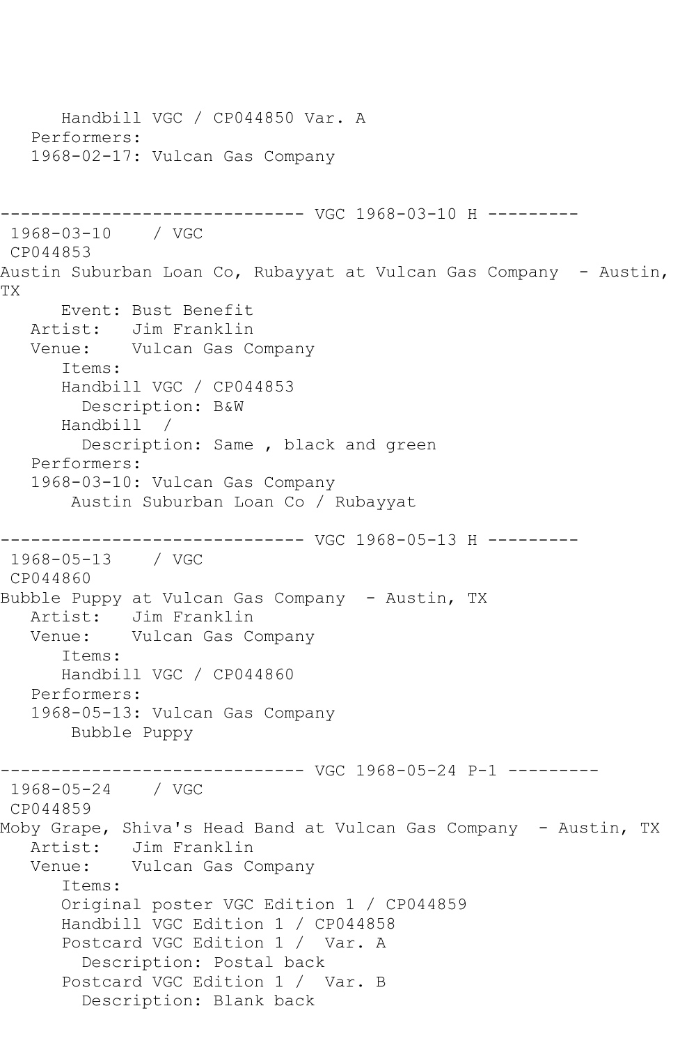```
      Handbill VGC / CP044850 Var. A
   Performers:
   1968-02-17: Vulcan Gas Company


------------------------------ VGC 1968-03-10 H ---------
 1968-03-10    / VGC
 CP044853
Austin Suburban Loan Co, Rubayyat at Vulcan Gas Company  - Austin,
TX
      Event: Bust Benefit
   Artist:   Jim Franklin
   Venue:    Vulcan Gas Company
      Items:
      Handbill VGC / CP044853
        Description: B&W
      Handbill  /
        Description: Same , black and green
   Performers:
   1968-03-10: Vulcan Gas Company
       Austin Suburban Loan Co / Rubayyat

------------------------------ VGC 1968-05-13 H ---------
 1968-05-13    / VGC
 CP044860
Bubble Puppy at Vulcan Gas Company  - Austin, TX
   Artist:   Jim Franklin
   Venue:    Vulcan Gas Company
      Items:
      Handbill VGC / CP044860
   Performers:
   1968-05-13: Vulcan Gas Company
       Bubble Puppy

------------------------------ VGC 1968-05-24 P-1 ---------
 1968-05-24    / VGC
 CP044859
Moby Grape, Shiva's Head Band at Vulcan Gas Company  - Austin, TX
   Artist:   Jim Franklin
   Venue:    Vulcan Gas Company
      Items:
      Original poster VGC Edition 1 / CP044859
      Handbill VGC Edition 1 / CP044858
      Postcard VGC Edition 1 /  Var. A
        Description: Postal back
      Postcard VGC Edition 1 /  Var. B
        Description: Blank back
```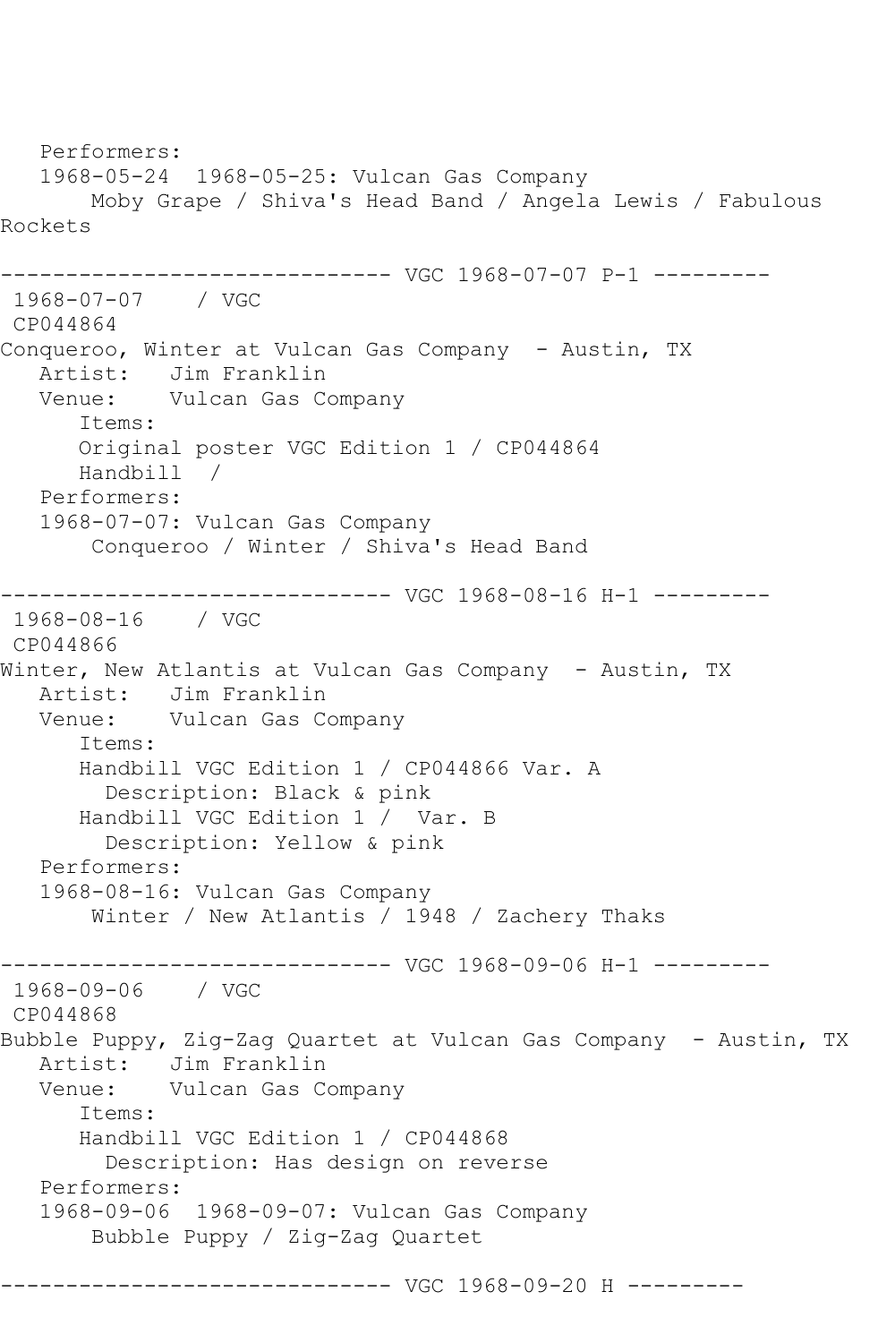Performers:
1968-05-24  1968-05-25: Vulcan Gas Company
Moby Grape / Shiva's Head Band / Angela Lewis / Fabulous Rockets

------------------------------ VGC 1968-07-07 P-1 ---------

1968-07-07    / VGC
CP044864
Conqueroo, Winter at Vulcan Gas Company  - Austin, TX
Artist:   Jim Franklin
Venue:    Vulcan Gas Company
Items:
Original poster VGC Edition 1 / CP044864
Handbill  /
Performers:
1968-07-07: Vulcan Gas Company
Conqueroo / Winter / Shiva's Head Band

------------------------------ VGC 1968-08-16 H-1 ---------

1968-08-16    / VGC
CP044866
Winter, New Atlantis at Vulcan Gas Company  - Austin, TX
Artist:   Jim Franklin
Venue:    Vulcan Gas Company
Items:
Handbill VGC Edition 1 / CP044866 Var. A
Description: Black & pink
Handbill VGC Edition 1 /  Var. B
Description: Yellow & pink
Performers:
1968-08-16: Vulcan Gas Company
Winter / New Atlantis / 1948 / Zachery Thaks

------------------------------ VGC 1968-09-06 H-1 ---------

1968-09-06    / VGC
CP044868
Bubble Puppy, Zig-Zag Quartet at Vulcan Gas Company  - Austin, TX
Artist:   Jim Franklin
Venue:    Vulcan Gas Company
Items:
Handbill VGC Edition 1 / CP044868
Description: Has design on reverse
Performers:
1968-09-06  1968-09-07: Vulcan Gas Company
Bubble Puppy / Zig-Zag Quartet

------------------------------ VGC 1968-09-20 H ---------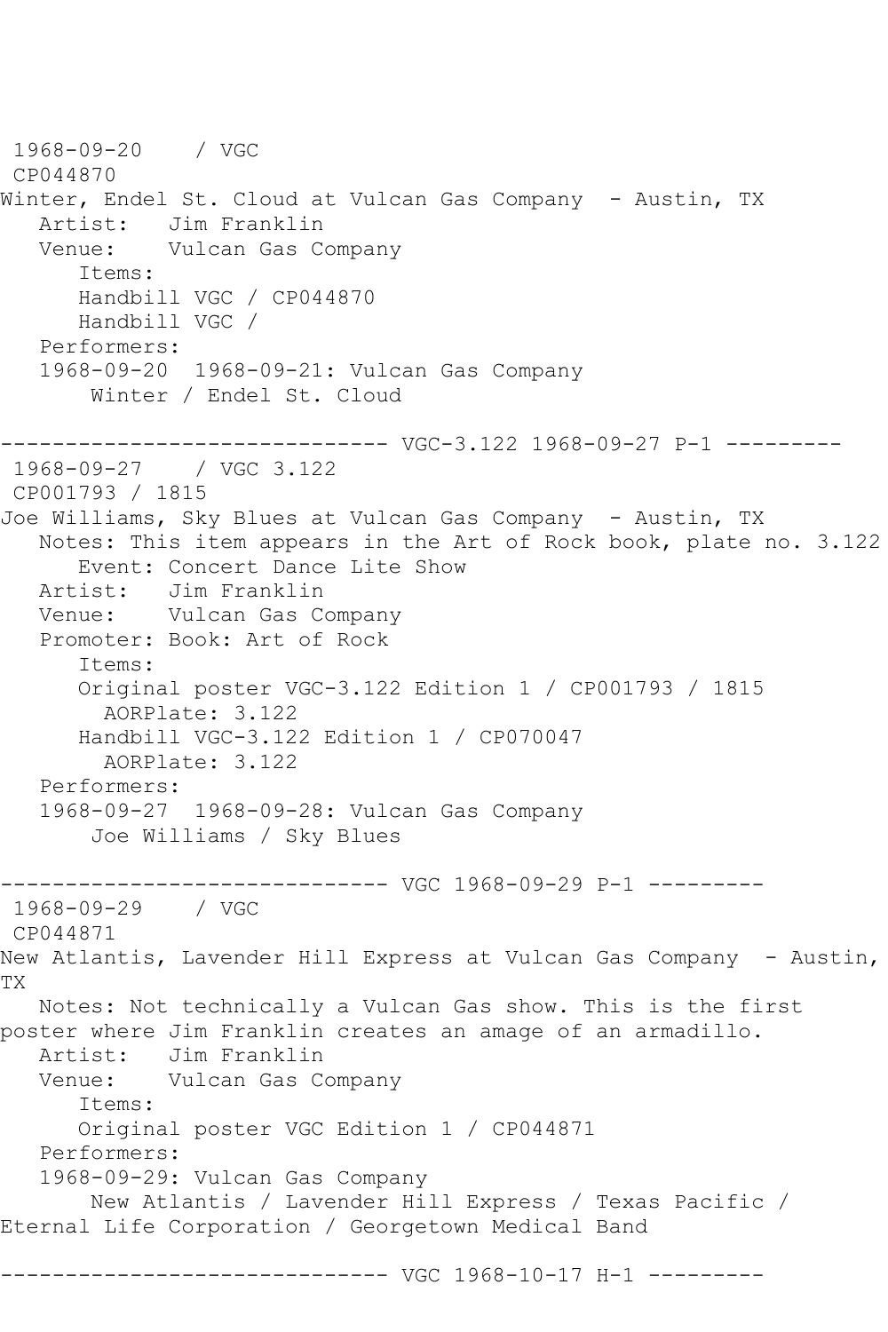```
 1968-09-20    / VGC
 CP044870
Winter, Endel St. Cloud at Vulcan Gas Company  - Austin, TX
   Artist:   Jim Franklin
   Venue:    Vulcan Gas Company
      Items:
      Handbill VGC / CP044870
      Handbill VGC /
   Performers:
   1968-09-20  1968-09-21: Vulcan Gas Company
       Winter / Endel St. Cloud

------------------------------ VGC-3.122 1968-09-27 P-1 ---------
 1968-09-27    / VGC 3.122
 CP001793 / 1815
Joe Williams, Sky Blues at Vulcan Gas Company  - Austin, TX
   Notes: This item appears in the Art of Rock book, plate no. 3.122
      Event: Concert Dance Lite Show
   Artist:   Jim Franklin
   Venue:    Vulcan Gas Company
   Promoter: Book: Art of Rock
      Items:
      Original poster VGC-3.122 Edition 1 / CP001793 / 1815
        AORPlate: 3.122
      Handbill VGC-3.122 Edition 1 / CP070047
        AORPlate: 3.122
   Performers:
   1968-09-27  1968-09-28: Vulcan Gas Company
       Joe Williams / Sky Blues

------------------------------ VGC 1968-09-29 P-1 ---------
 1968-09-29    / VGC
 CP044871
New Atlantis, Lavender Hill Express at Vulcan Gas Company  - Austin,
TX
   Notes: Not technically a Vulcan Gas show. This is the first
poster where Jim Franklin creates an amage of an armadillo.
   Artist:   Jim Franklin
   Venue:    Vulcan Gas Company
      Items:
      Original poster VGC Edition 1 / CP044871
   Performers:
   1968-09-29: Vulcan Gas Company
       New Atlantis / Lavender Hill Express / Texas Pacific /
Eternal Life Corporation / Georgetown Medical Band

------------------------------ VGC 1968-10-17 H-1 ---------
```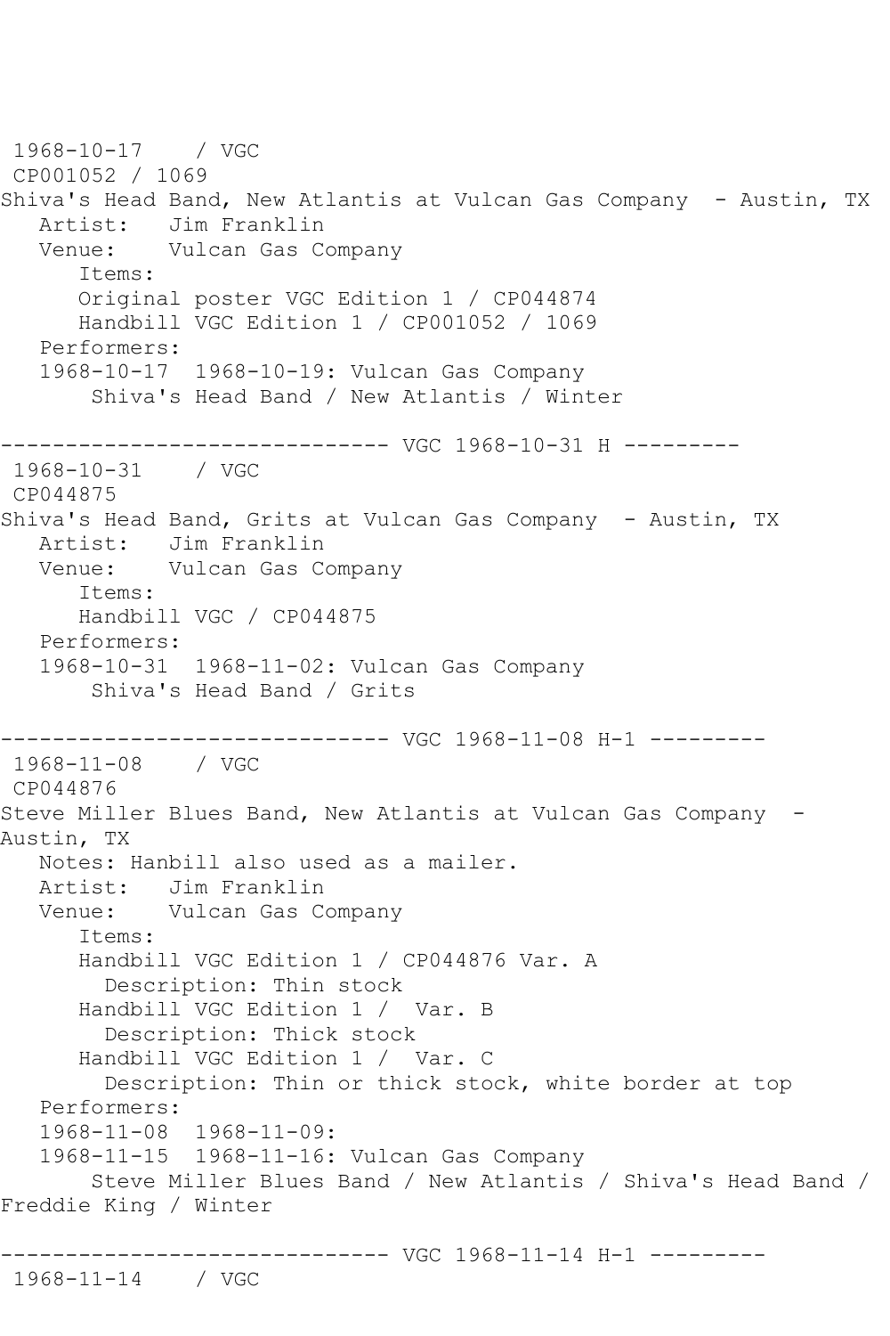```
 1968-10-17    / VGC
 CP001052 / 1069
Shiva's Head Band, New Atlantis at Vulcan Gas Company  - Austin, TX
   Artist:   Jim Franklin
   Venue:    Vulcan Gas Company
      Items:
      Original poster VGC Edition 1 / CP044874
      Handbill VGC Edition 1 / CP001052 / 1069
   Performers:
   1968-10-17  1968-10-19: Vulcan Gas Company
       Shiva's Head Band / New Atlantis / Winter

------------------------------ VGC 1968-10-31 H ---------
 1968-10-31    / VGC
 CP044875
Shiva's Head Band, Grits at Vulcan Gas Company  - Austin, TX
   Artist:   Jim Franklin
   Venue:    Vulcan Gas Company
      Items:
      Handbill VGC / CP044875
   Performers:
   1968-10-31  1968-11-02: Vulcan Gas Company
       Shiva's Head Band / Grits

------------------------------ VGC 1968-11-08 H-1 ---------
 1968-11-08    / VGC
 CP044876
Steve Miller Blues Band, New Atlantis at Vulcan Gas Company  - 
Austin, TX
   Notes: Hanbill also used as a mailer.
   Artist:   Jim Franklin
   Venue:    Vulcan Gas Company
      Items:
      Handbill VGC Edition 1 / CP044876 Var. A
        Description: Thin stock
      Handbill VGC Edition 1 /  Var. B
        Description: Thick stock
      Handbill VGC Edition 1 /  Var. C
        Description: Thin or thick stock, white border at top
   Performers:
   1968-11-08  1968-11-09:
   1968-11-15  1968-11-16: Vulcan Gas Company
       Steve Miller Blues Band / New Atlantis / Shiva's Head Band / 
Freddie King / Winter

------------------------------ VGC 1968-11-14 H-1 ---------
 1968-11-14    / VGC
```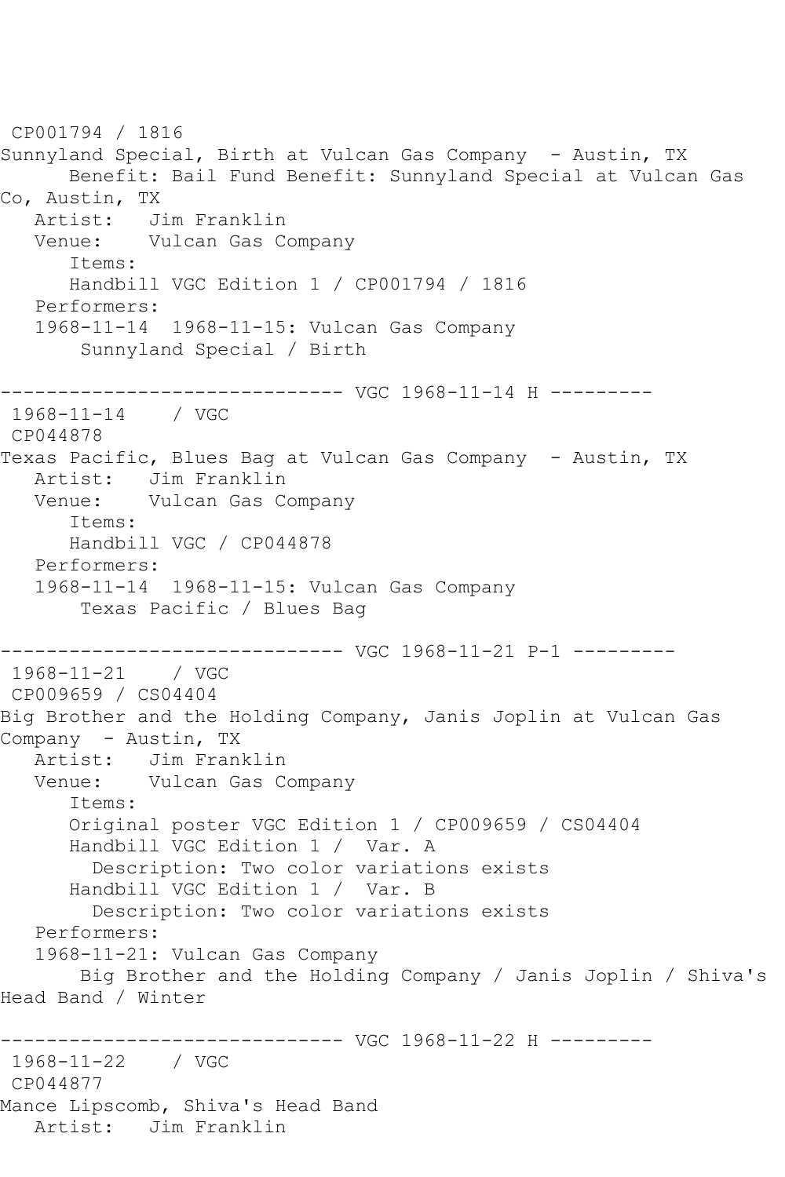CP001794 / 1816
Sunnyland Special, Birth at Vulcan Gas Company - Austin, TX
Benefit: Bail Fund Benefit: Sunnyland Special at Vulcan Gas Co, Austin, TX
Artist: Jim Franklin
Venue: Vulcan Gas Company
Items:
Handbill VGC Edition 1 / CP001794 / 1816
Performers:
1968-11-14 1968-11-15: Vulcan Gas Company
Sunnyland Special / Birth

------------------------------ VGC 1968-11-14 H ---------
1968-11-14 / VGC
CP044878
Texas Pacific, Blues Bag at Vulcan Gas Company - Austin, TX
Artist: Jim Franklin
Venue: Vulcan Gas Company
Items:
Handbill VGC / CP044878
Performers:
1968-11-14 1968-11-15: Vulcan Gas Company
Texas Pacific / Blues Bag

------------------------------ VGC 1968-11-21 P-1 ---------
1968-11-21 / VGC
CP009659 / CS04404
Big Brother and the Holding Company, Janis Joplin at Vulcan Gas Company - Austin, TX
Artist: Jim Franklin
Venue: Vulcan Gas Company
Items:
Original poster VGC Edition 1 / CP009659 / CS04404
Handbill VGC Edition 1 / Var. A
Description: Two color variations exists
Handbill VGC Edition 1 / Var. B
Description: Two color variations exists
Performers:
1968-11-21: Vulcan Gas Company
Big Brother and the Holding Company / Janis Joplin / Shiva's Head Band / Winter

------------------------------ VGC 1968-11-22 H ---------
1968-11-22 / VGC
CP044877
Mance Lipscomb, Shiva's Head Band
Artist: Jim Franklin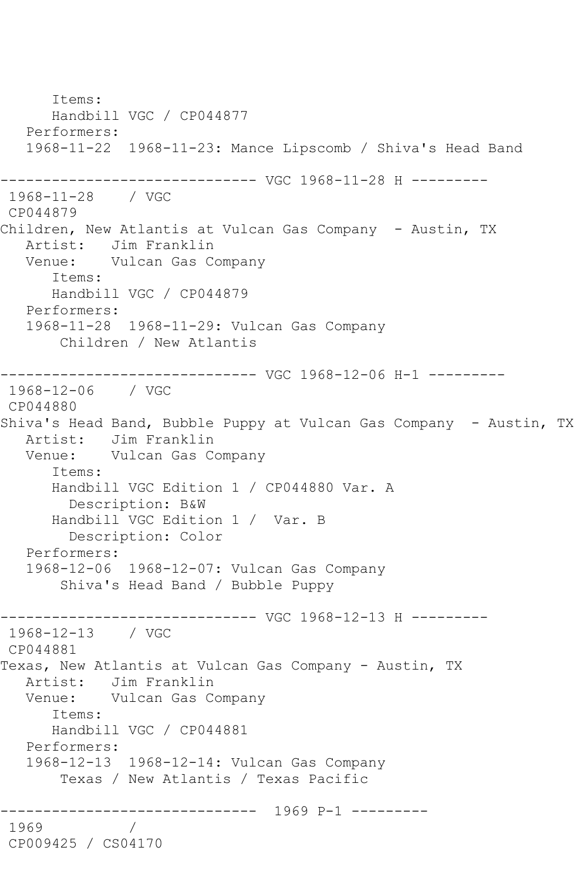```
      Items:
      Handbill VGC / CP044877
   Performers:
   1968-11-22  1968-11-23: Mance Lipscomb / Shiva's Head Band

------------------------------ VGC 1968-11-28 H ---------
 1968-11-28    / VGC
 CP044879
Children, New Atlantis at Vulcan Gas Company  - Austin, TX
   Artist:   Jim Franklin
   Venue:    Vulcan Gas Company
      Items:
      Handbill VGC / CP044879
   Performers:
   1968-11-28  1968-11-29: Vulcan Gas Company
       Children / New Atlantis

------------------------------ VGC 1968-12-06 H-1 ---------
 1968-12-06    / VGC
 CP044880
Shiva's Head Band, Bubble Puppy at Vulcan Gas Company  - Austin, TX
   Artist:   Jim Franklin
   Venue:    Vulcan Gas Company
      Items:
      Handbill VGC Edition 1 / CP044880 Var. A
        Description: B&W
      Handbill VGC Edition 1 /  Var. B
        Description: Color
   Performers:
   1968-12-06  1968-12-07: Vulcan Gas Company
       Shiva's Head Band / Bubble Puppy

------------------------------ VGC 1968-12-13 H ---------
 1968-12-13    / VGC
 CP044881
Texas, New Atlantis at Vulcan Gas Company - Austin, TX
   Artist:   Jim Franklin
   Venue:    Vulcan Gas Company
      Items:
      Handbill VGC / CP044881
   Performers:
   1968-12-13  1968-12-14: Vulcan Gas Company
       Texas / New Atlantis / Texas Pacific

------------------------------  1969 P-1 ---------
 1969          /
 CP009425 / CS04170
```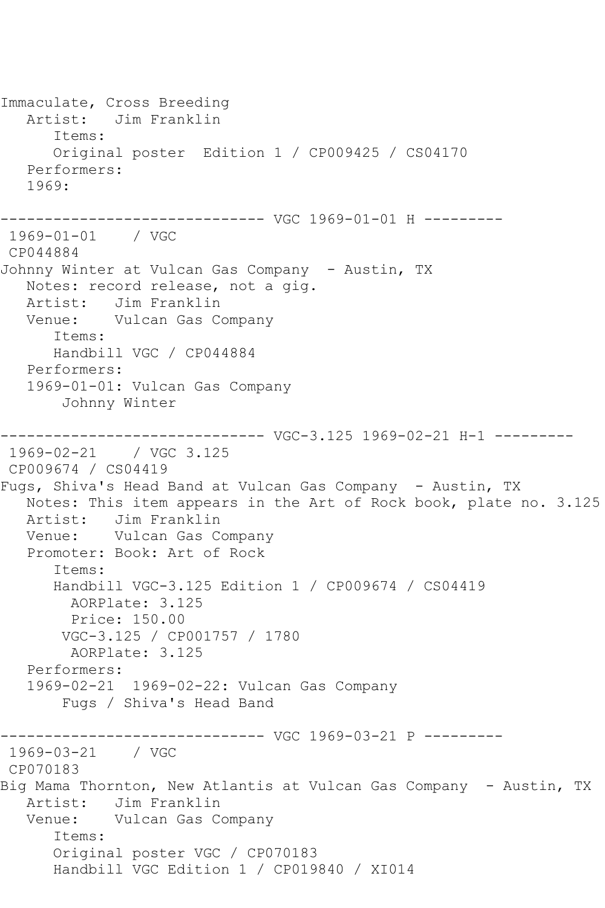```
Immaculate, Cross Breeding
   Artist:   Jim Franklin
      Items:
      Original poster  Edition 1 / CP009425 / CS04170
   Performers:
   1969:

------------------------------ VGC 1969-01-01 H ---------
 1969-01-01    / VGC
 CP044884
Johnny Winter at Vulcan Gas Company  - Austin, TX
   Notes: record release, not a gig.
   Artist:   Jim Franklin
   Venue:    Vulcan Gas Company
      Items:
      Handbill VGC / CP044884
   Performers:
   1969-01-01: Vulcan Gas Company
       Johnny Winter

------------------------------ VGC-3.125 1969-02-21 H-1 ---------
 1969-02-21    / VGC 3.125
 CP009674 / CS04419
Fugs, Shiva's Head Band at Vulcan Gas Company  - Austin, TX
   Notes: This item appears in the Art of Rock book, plate no. 3.125
   Artist:   Jim Franklin
   Venue:    Vulcan Gas Company
   Promoter: Book: Art of Rock
      Items:
      Handbill VGC-3.125 Edition 1 / CP009674 / CS04419
        AORPlate: 3.125
        Price: 150.00
       VGC-3.125 / CP001757 / 1780
        AORPlate: 3.125
   Performers:
   1969-02-21  1969-02-22: Vulcan Gas Company
       Fugs / Shiva's Head Band

------------------------------ VGC 1969-03-21 P ---------
 1969-03-21    / VGC
 CP070183
Big Mama Thornton, New Atlantis at Vulcan Gas Company  - Austin, TX
   Artist:   Jim Franklin
   Venue:    Vulcan Gas Company
      Items:
      Original poster VGC / CP070183
      Handbill VGC Edition 1 / CP019840 / XI014
```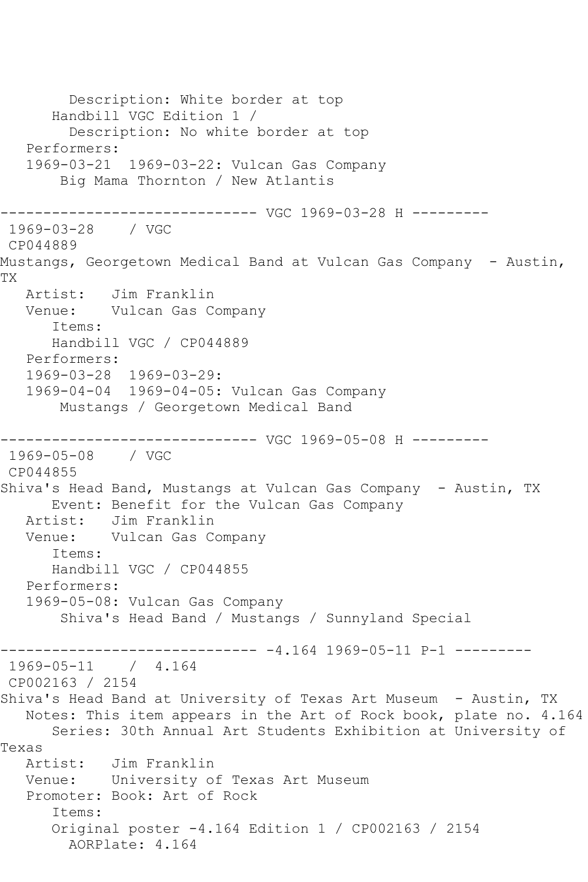Description: White border at top
Handbill VGC Edition 1 /
Description: No white border at top
Performers:
1969-03-21  1969-03-22: Vulcan Gas Company
Big Mama Thornton / New Atlantis

------------------------------ VGC 1969-03-28 H ---------

1969-03-28    / VGC
CP044889
Mustangs, Georgetown Medical Band at Vulcan Gas Company  - Austin, TX
Artist:   Jim Franklin
Venue:    Vulcan Gas Company
Items:
Handbill VGC / CP044889
Performers:
1969-03-28  1969-03-29:
1969-04-04  1969-04-05: Vulcan Gas Company
Mustangs / Georgetown Medical Band

------------------------------ VGC 1969-05-08 H ---------

1969-05-08    / VGC
CP044855
Shiva's Head Band, Mustangs at Vulcan Gas Company  - Austin, TX
Event: Benefit for the Vulcan Gas Company
Artist:   Jim Franklin
Venue:    Vulcan Gas Company
Items:
Handbill VGC / CP044855
Performers:
1969-05-08: Vulcan Gas Company
Shiva's Head Band / Mustangs / Sunnyland Special

------------------------------ -4.164 1969-05-11 P-1 ---------

1969-05-11    /  4.164
CP002163 / 2154
Shiva's Head Band at University of Texas Art Museum  - Austin, TX
Notes: This item appears in the Art of Rock book, plate no. 4.164
Series: 30th Annual Art Students Exhibition at University of Texas
Artist:   Jim Franklin
Venue:    University of Texas Art Museum
Promoter: Book: Art of Rock
Items:
Original poster -4.164 Edition 1 / CP002163 / 2154
AORPlate: 4.164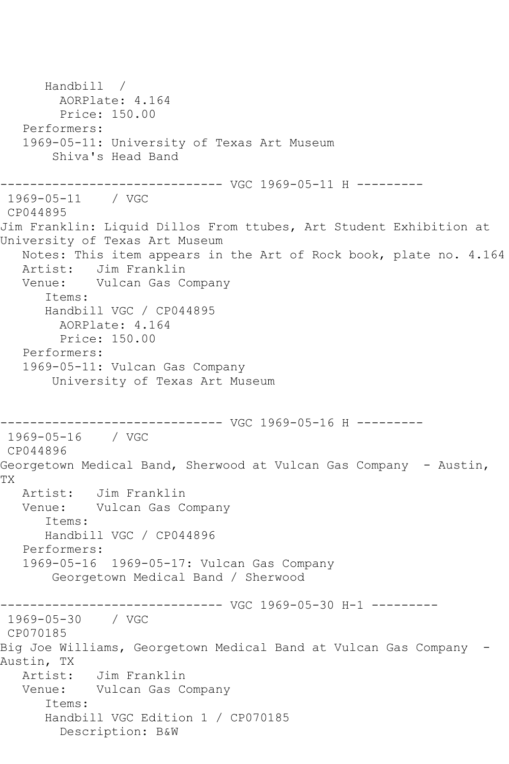```
      Handbill  /
        AORPlate: 4.164
        Price: 150.00
   Performers:
   1969-05-11: University of Texas Art Museum
       Shiva's Head Band

------------------------------ VGC 1969-05-11 H ---------
 1969-05-11    / VGC
 CP044895
Jim Franklin: Liquid Dillos From ttubes, Art Student Exhibition at 
University of Texas Art Museum
   Notes: This item appears in the Art of Rock book, plate no. 4.164
   Artist:   Jim Franklin
   Venue:    Vulcan Gas Company
      Items:
      Handbill VGC / CP044895
        AORPlate: 4.164
        Price: 150.00
   Performers:
   1969-05-11: Vulcan Gas Company
       University of Texas Art Museum


------------------------------ VGC 1969-05-16 H ---------
 1969-05-16    / VGC
 CP044896
Georgetown Medical Band, Sherwood at Vulcan Gas Company  - Austin, 
TX
   Artist:   Jim Franklin
   Venue:    Vulcan Gas Company
      Items:
      Handbill VGC / CP044896
   Performers:
   1969-05-16  1969-05-17: Vulcan Gas Company
       Georgetown Medical Band / Sherwood

------------------------------ VGC 1969-05-30 H-1 ---------
 1969-05-30    / VGC
 CP070185
Big Joe Williams, Georgetown Medical Band at Vulcan Gas Company  - 
Austin, TX
   Artist:   Jim Franklin
   Venue:    Vulcan Gas Company
      Items:
      Handbill VGC Edition 1 / CP070185
        Description: B&W
```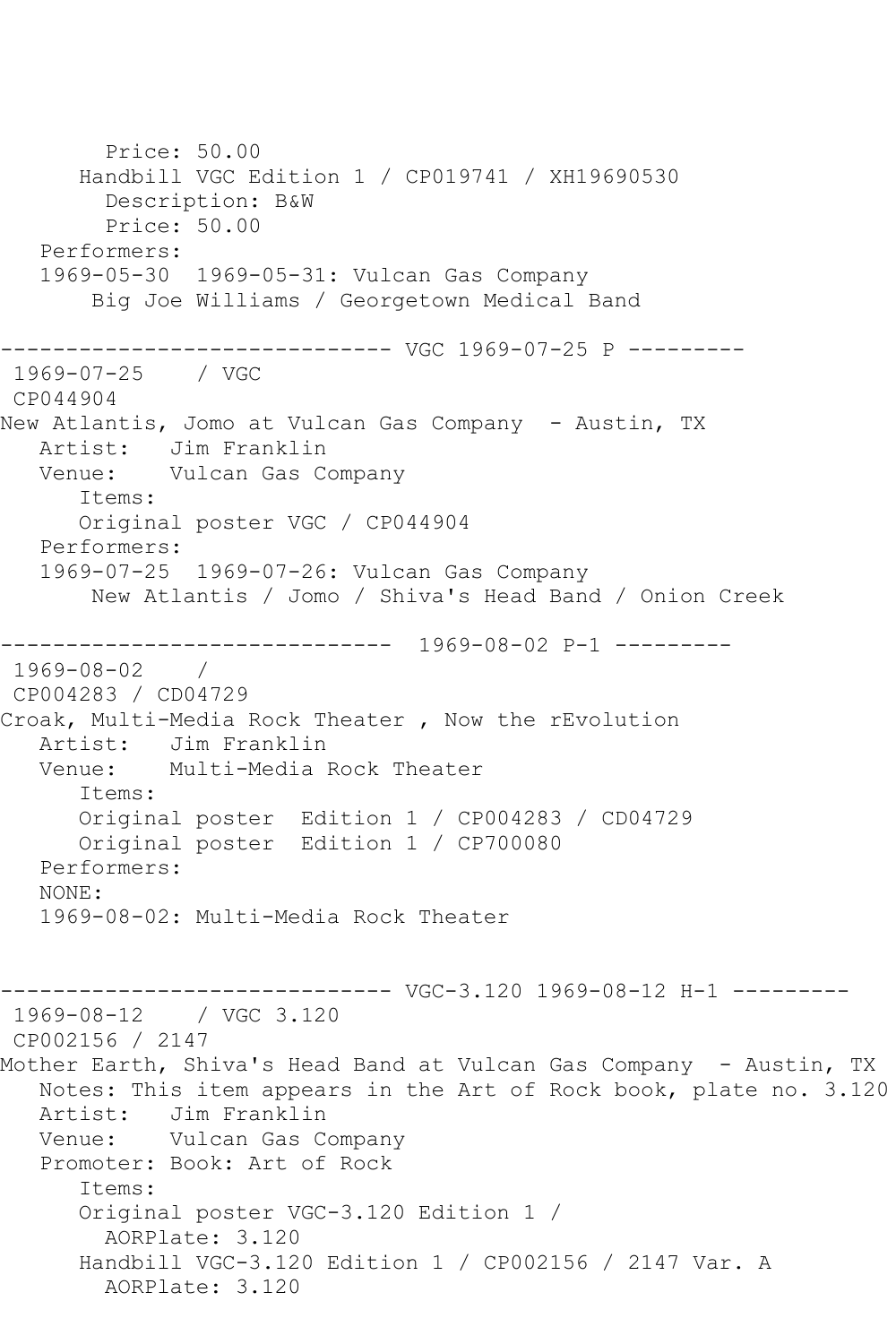```
        Price: 50.00
      Handbill VGC Edition 1 / CP019741 / XH19690530
        Description: B&W
        Price: 50.00
   Performers:
   1969-05-30  1969-05-31: Vulcan Gas Company
       Big Joe Williams / Georgetown Medical Band

------------------------------ VGC 1969-07-25 P ---------
 1969-07-25    / VGC
 CP044904
New Atlantis, Jomo at Vulcan Gas Company  - Austin, TX
   Artist:   Jim Franklin
   Venue:    Vulcan Gas Company
      Items:
      Original poster VGC / CP044904
   Performers:
   1969-07-25  1969-07-26: Vulcan Gas Company
       New Atlantis / Jomo / Shiva's Head Band / Onion Creek

------------------------------  1969-08-02 P-1 ---------
 1969-08-02    /
 CP004283 / CD04729
Croak, Multi-Media Rock Theater , Now the rEvolution
   Artist:   Jim Franklin
   Venue:    Multi-Media Rock Theater
      Items:
      Original poster  Edition 1 / CP004283 / CD04729
      Original poster  Edition 1 / CP700080
   Performers:
   NONE:
   1969-08-02: Multi-Media Rock Theater


------------------------------ VGC-3.120 1969-08-12 H-1 ---------
 1969-08-12    / VGC 3.120
 CP002156 / 2147
Mother Earth, Shiva's Head Band at Vulcan Gas Company  - Austin, TX
   Notes: This item appears in the Art of Rock book, plate no. 3.120
   Artist:   Jim Franklin
   Venue:    Vulcan Gas Company
   Promoter: Book: Art of Rock
      Items:
      Original poster VGC-3.120 Edition 1 /
        AORPlate: 3.120
      Handbill VGC-3.120 Edition 1 / CP002156 / 2147 Var. A
        AORPlate: 3.120
```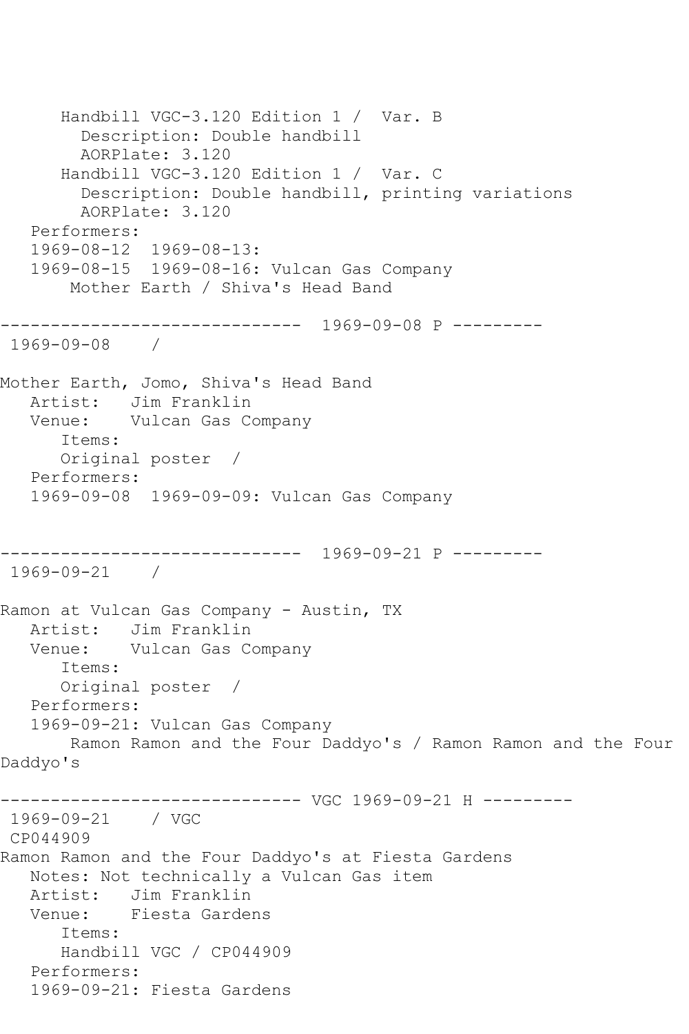```
      Handbill VGC-3.120 Edition 1 /  Var. B
        Description: Double handbill
        AORPlate: 3.120
      Handbill VGC-3.120 Edition 1 /  Var. C
        Description: Double handbill, printing variations
        AORPlate: 3.120
   Performers:
   1969-08-12  1969-08-13:
   1969-08-15  1969-08-16: Vulcan Gas Company
       Mother Earth / Shiva's Head Band

------------------------------  1969-09-08 P ---------
 1969-09-08    /

Mother Earth, Jomo, Shiva's Head Band
   Artist:   Jim Franklin
   Venue:    Vulcan Gas Company
      Items:
      Original poster  /
   Performers:
   1969-09-08  1969-09-09: Vulcan Gas Company


------------------------------  1969-09-21 P ---------
 1969-09-21    /

Ramon at Vulcan Gas Company - Austin, TX
   Artist:   Jim Franklin
   Venue:    Vulcan Gas Company
      Items:
      Original poster  /
   Performers:
   1969-09-21: Vulcan Gas Company
       Ramon Ramon and the Four Daddyo's / Ramon Ramon and the Four
Daddyo's

------------------------------ VGC 1969-09-21 H ---------
 1969-09-21    / VGC
 CP044909
Ramon Ramon and the Four Daddyo's at Fiesta Gardens
   Notes: Not technically a Vulcan Gas item
   Artist:   Jim Franklin
   Venue:    Fiesta Gardens
      Items:
      Handbill VGC / CP044909
   Performers:
   1969-09-21: Fiesta Gardens
```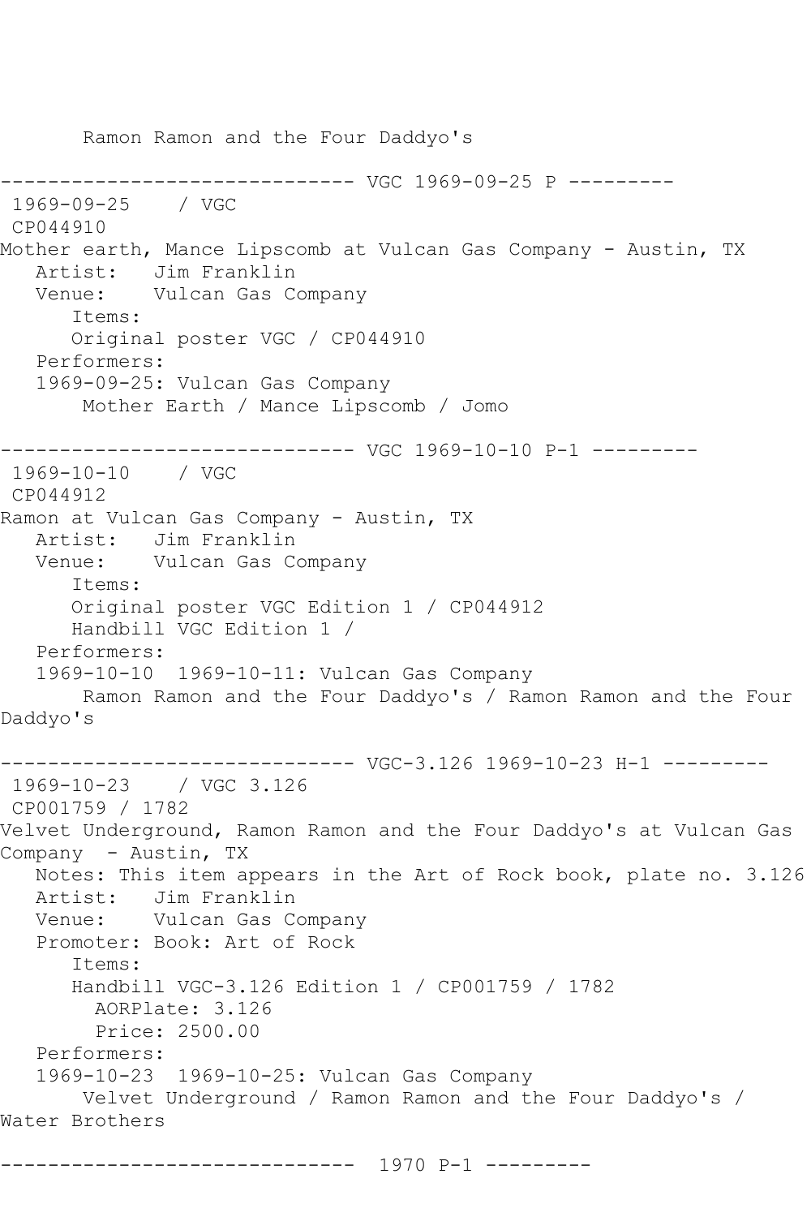Ramon Ramon and the Four Daddyo's

------------------------------ VGC 1969-09-25 P ---------

1969-09-25 / VGC

CP044910

Mother earth, Mance Lipscomb at Vulcan Gas Company - Austin, TX

Artist: Jim Franklin

Venue: Vulcan Gas Company

Items:

Original poster VGC / CP044910

Performers:

1969-09-25: Vulcan Gas Company

Mother Earth / Mance Lipscomb / Jomo

------------------------------ VGC 1969-10-10 P-1 ---------

1969-10-10 / VGC

CP044912

Ramon at Vulcan Gas Company - Austin, TX

Artist: Jim Franklin

Venue: Vulcan Gas Company

Items:

Original poster VGC Edition 1 / CP044912

Handbill VGC Edition 1 /

Performers:

1969-10-10 1969-10-11: Vulcan Gas Company

Ramon Ramon and the Four Daddyo's / Ramon Ramon and the Four Daddyo's

------------------------------ VGC-3.126 1969-10-23 H-1 ---------

1969-10-23 / VGC 3.126

CP001759 / 1782

Velvet Underground, Ramon Ramon and the Four Daddyo's at Vulcan Gas Company - Austin, TX

Notes: This item appears in the Art of Rock book, plate no. 3.126

Artist: Jim Franklin

Venue: Vulcan Gas Company

Promoter: Book: Art of Rock

Items:

Handbill VGC-3.126 Edition 1 / CP001759 / 1782

AORPlate: 3.126

Price: 2500.00

Performers:

1969-10-23 1969-10-25: Vulcan Gas Company

Velvet Underground / Ramon Ramon and the Four Daddyo's / Water Brothers

------------------------------ 1970 P-1 ---------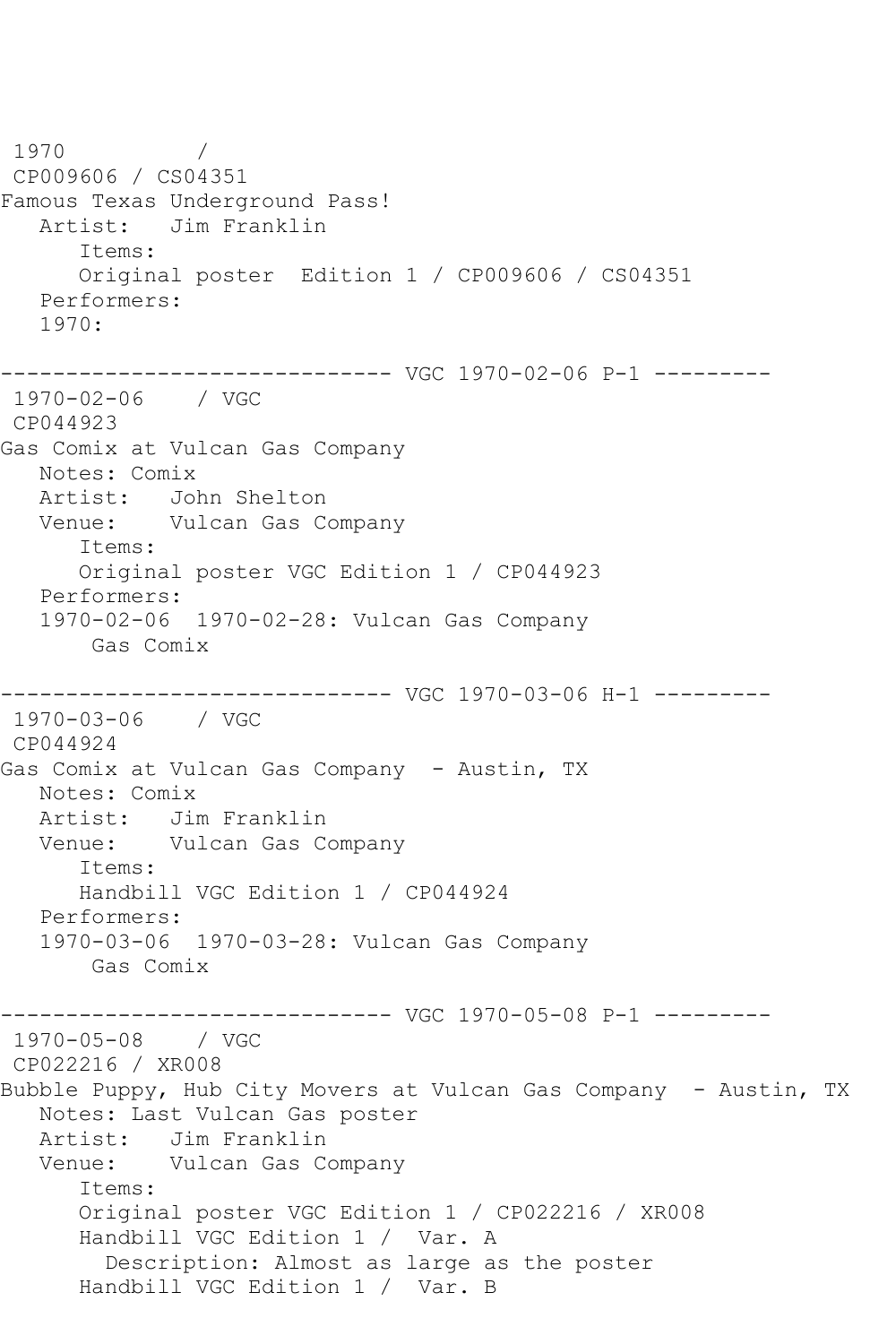1970 /
CP009606 / CS04351
Famous Texas Underground Pass!
Artist: Jim Franklin
Items:
Original poster Edition 1 / CP009606 / CS04351
Performers:
1970:

------------------------------ VGC 1970-02-06 P-1 ---------

1970-02-06 / VGC
CP044923
Gas Comix at Vulcan Gas Company
Notes: Comix
Artist: John Shelton
Venue: Vulcan Gas Company
Items:
Original poster VGC Edition 1 / CP044923
Performers:
1970-02-06 1970-02-28: Vulcan Gas Company
Gas Comix

------------------------------ VGC 1970-03-06 H-1 ---------

1970-03-06 / VGC
CP044924
Gas Comix at Vulcan Gas Company - Austin, TX
Notes: Comix
Artist: Jim Franklin
Venue: Vulcan Gas Company
Items:
Handbill VGC Edition 1 / CP044924
Performers:
1970-03-06 1970-03-28: Vulcan Gas Company
Gas Comix

------------------------------ VGC 1970-05-08 P-1 ---------

1970-05-08 / VGC
CP022216 / XR008
Bubble Puppy, Hub City Movers at Vulcan Gas Company - Austin, TX
Notes: Last Vulcan Gas poster
Artist: Jim Franklin
Venue: Vulcan Gas Company
Items:
Original poster VGC Edition 1 / CP022216 / XR008
Handbill VGC Edition 1 / Var. A
Description: Almost as large as the poster
Handbill VGC Edition 1 / Var. B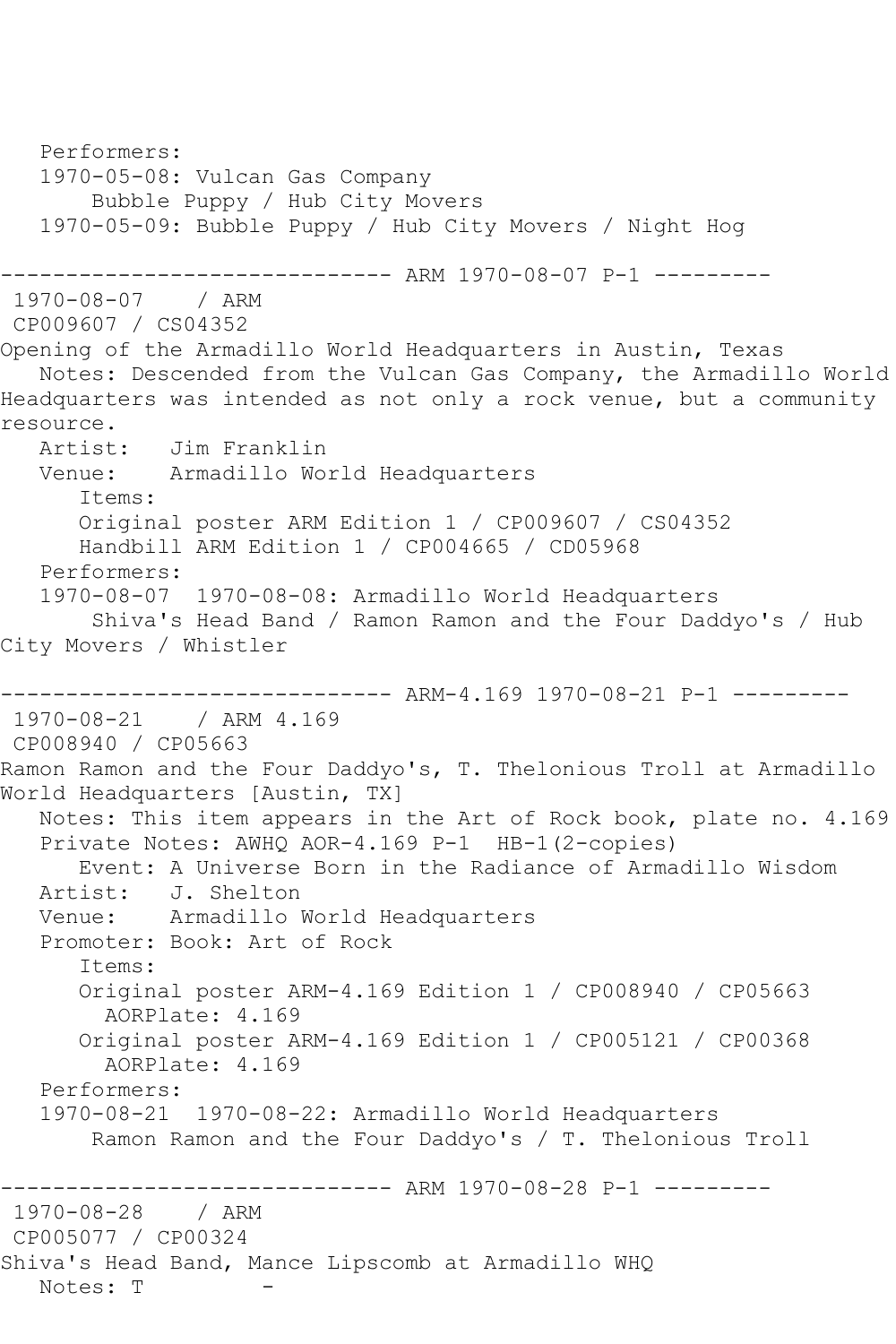```
   Performers:
   1970-05-08: Vulcan Gas Company
       Bubble Puppy / Hub City Movers
   1970-05-09: Bubble Puppy / Hub City Movers / Night Hog

------------------------------ ARM 1970-08-07 P-1 ---------
 1970-08-07    / ARM
 CP009607 / CS04352
Opening of the Armadillo World Headquarters in Austin, Texas
   Notes: Descended from the Vulcan Gas Company, the Armadillo World
Headquarters was intended as not only a rock venue, but a community
resource.
   Artist:   Jim Franklin
   Venue:    Armadillo World Headquarters
      Items:
      Original poster ARM Edition 1 / CP009607 / CS04352
      Handbill ARM Edition 1 / CP004665 / CD05968
   Performers:
   1970-08-07  1970-08-08: Armadillo World Headquarters
       Shiva's Head Band / Ramon Ramon and the Four Daddyo's / Hub
City Movers / Whistler

------------------------------ ARM-4.169 1970-08-21 P-1 ---------
 1970-08-21    / ARM 4.169
 CP008940 / CP05663
Ramon Ramon and the Four Daddyo's, T. Thelonious Troll at Armadillo
World Headquarters [Austin, TX]
   Notes: This item appears in the Art of Rock book, plate no. 4.169
   Private Notes: AWHQ AOR-4.169 P-1  HB-1(2-copies)
      Event: A Universe Born in the Radiance of Armadillo Wisdom
   Artist:   J. Shelton
   Venue:    Armadillo World Headquarters
   Promoter: Book: Art of Rock
      Items:
      Original poster ARM-4.169 Edition 1 / CP008940 / CP05663
        AORPlate: 4.169
      Original poster ARM-4.169 Edition 1 / CP005121 / CP00368
        AORPlate: 4.169
   Performers:
   1970-08-21  1970-08-22: Armadillo World Headquarters
       Ramon Ramon and the Four Daddyo's / T. Thelonious Troll

------------------------------ ARM 1970-08-28 P-1 ---------
 1970-08-28    / ARM
 CP005077 / CP00324
Shiva's Head Band, Mance Lipscomb at Armadillo WHQ
   Notes: T          -
```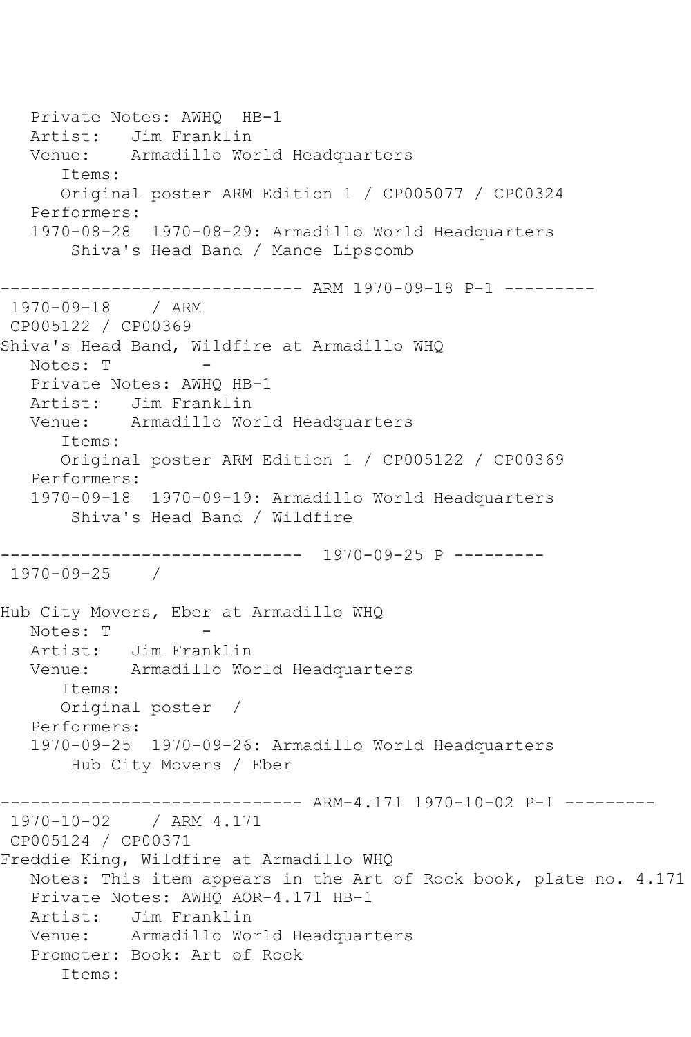```
   Private Notes: AWHQ  HB-1
   Artist:   Jim Franklin
   Venue:    Armadillo World Headquarters
      Items:
      Original poster ARM Edition 1 / CP005077 / CP00324
   Performers:
   1970-08-28  1970-08-29: Armadillo World Headquarters
       Shiva's Head Band / Mance Lipscomb

------------------------------ ARM 1970-09-18 P-1 ---------
 1970-09-18    / ARM
 CP005122 / CP00369
Shiva's Head Band, Wildfire at Armadillo WHQ
   Notes: T         -
   Private Notes: AWHQ HB-1
   Artist:   Jim Franklin
   Venue:    Armadillo World Headquarters
      Items:
      Original poster ARM Edition 1 / CP005122 / CP00369
   Performers:
   1970-09-18  1970-09-19: Armadillo World Headquarters
       Shiva's Head Band / Wildfire

------------------------------  1970-09-25 P ---------
 1970-09-25    /

Hub City Movers, Eber at Armadillo WHQ
   Notes: T         -
   Artist:   Jim Franklin
   Venue:    Armadillo World Headquarters
      Items:
      Original poster  /
   Performers:
   1970-09-25  1970-09-26: Armadillo World Headquarters
       Hub City Movers / Eber

------------------------------ ARM-4.171 1970-10-02 P-1 ---------
 1970-10-02    / ARM 4.171
 CP005124 / CP00371
Freddie King, Wildfire at Armadillo WHQ
   Notes: This item appears in the Art of Rock book, plate no. 4.171
   Private Notes: AWHQ AOR-4.171 HB-1
   Artist:   Jim Franklin
   Venue:    Armadillo World Headquarters
   Promoter: Book: Art of Rock
      Items:
```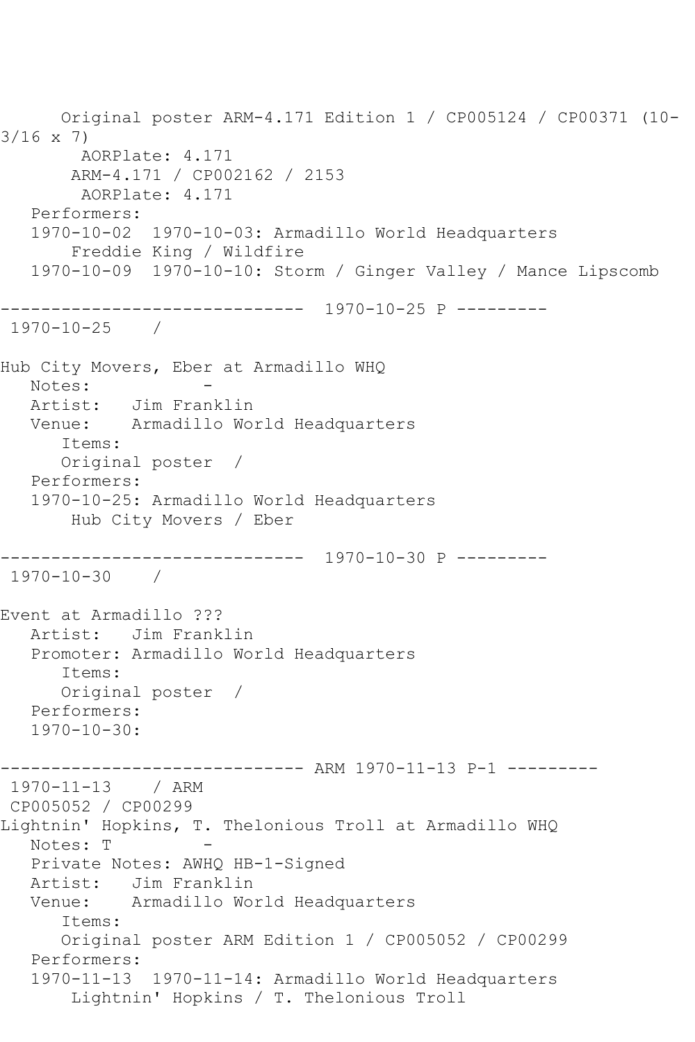Original poster ARM-4.171 Edition 1 / CP005124 / CP00371 (10-3/16 x 7)
AORPlate: 4.171
ARM-4.171 / CP002162 / 2153
AORPlate: 4.171
Performers:
1970-10-02 1970-10-03: Armadillo World Headquarters
Freddie King / Wildfire
1970-10-09 1970-10-10: Storm / Ginger Valley / Mance Lipscomb

------------------------------ 1970-10-25 P ---------
1970-10-25 /

Hub City Movers, Eber at Armadillo WHQ
Notes: -
Artist: Jim Franklin
Venue: Armadillo World Headquarters
Items:
Original poster /
Performers:
1970-10-25: Armadillo World Headquarters
Hub City Movers / Eber

------------------------------ 1970-10-30 P ---------
1970-10-30 /

Event at Armadillo ???
Artist: Jim Franklin
Promoter: Armadillo World Headquarters
Items:
Original poster /
Performers:
1970-10-30:

------------------------------ ARM 1970-11-13 P-1 ---------
1970-11-13 / ARM
CP005052 / CP00299
Lightnin' Hopkins, T. Thelonious Troll at Armadillo WHQ
Notes: T -
Private Notes: AWHQ HB-1-Signed
Artist: Jim Franklin
Venue: Armadillo World Headquarters
Items:
Original poster ARM Edition 1 / CP005052 / CP00299
Performers:
1970-11-13 1970-11-14: Armadillo World Headquarters
Lightnin' Hopkins / T. Thelonious Troll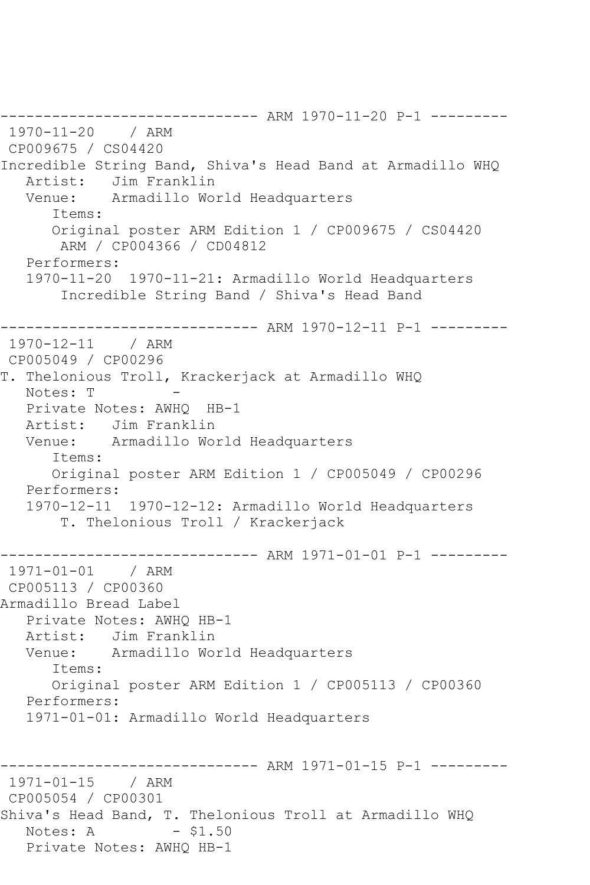```
------------------------------ ARM 1970-11-20 P-1 ---------
 1970-11-20    / ARM
 CP009675 / CS04420
Incredible String Band, Shiva's Head Band at Armadillo WHQ
   Artist:   Jim Franklin
   Venue:    Armadillo World Headquarters
      Items:
      Original poster ARM Edition 1 / CP009675 / CS04420
       ARM / CP004366 / CD04812
   Performers:
   1970-11-20  1970-11-21: Armadillo World Headquarters
        Incredible String Band / Shiva's Head Band

------------------------------ ARM 1970-12-11 P-1 ---------
 1970-12-11    / ARM
 CP005049 / CP00296
T. Thelonious Troll, Krackerjack at Armadillo WHQ
   Notes: T          -
   Private Notes: AWHQ  HB-1
   Artist:   Jim Franklin
   Venue:    Armadillo World Headquarters
      Items:
      Original poster ARM Edition 1 / CP005049 / CP00296
   Performers:
   1970-12-11  1970-12-12: Armadillo World Headquarters
        T. Thelonious Troll / Krackerjack

------------------------------ ARM 1971-01-01 P-1 ---------
 1971-01-01    / ARM
 CP005113 / CP00360
Armadillo Bread Label
   Private Notes: AWHQ HB-1
   Artist:   Jim Franklin
   Venue:    Armadillo World Headquarters
      Items:
      Original poster ARM Edition 1 / CP005113 / CP00360
   Performers:
   1971-01-01: Armadillo World Headquarters


------------------------------ ARM 1971-01-15 P-1 ---------
 1971-01-15    / ARM
 CP005054 / CP00301
Shiva's Head Band, T. Thelonious Troll at Armadillo WHQ
   Notes: A          - $1.50
   Private Notes: AWHQ HB-1
```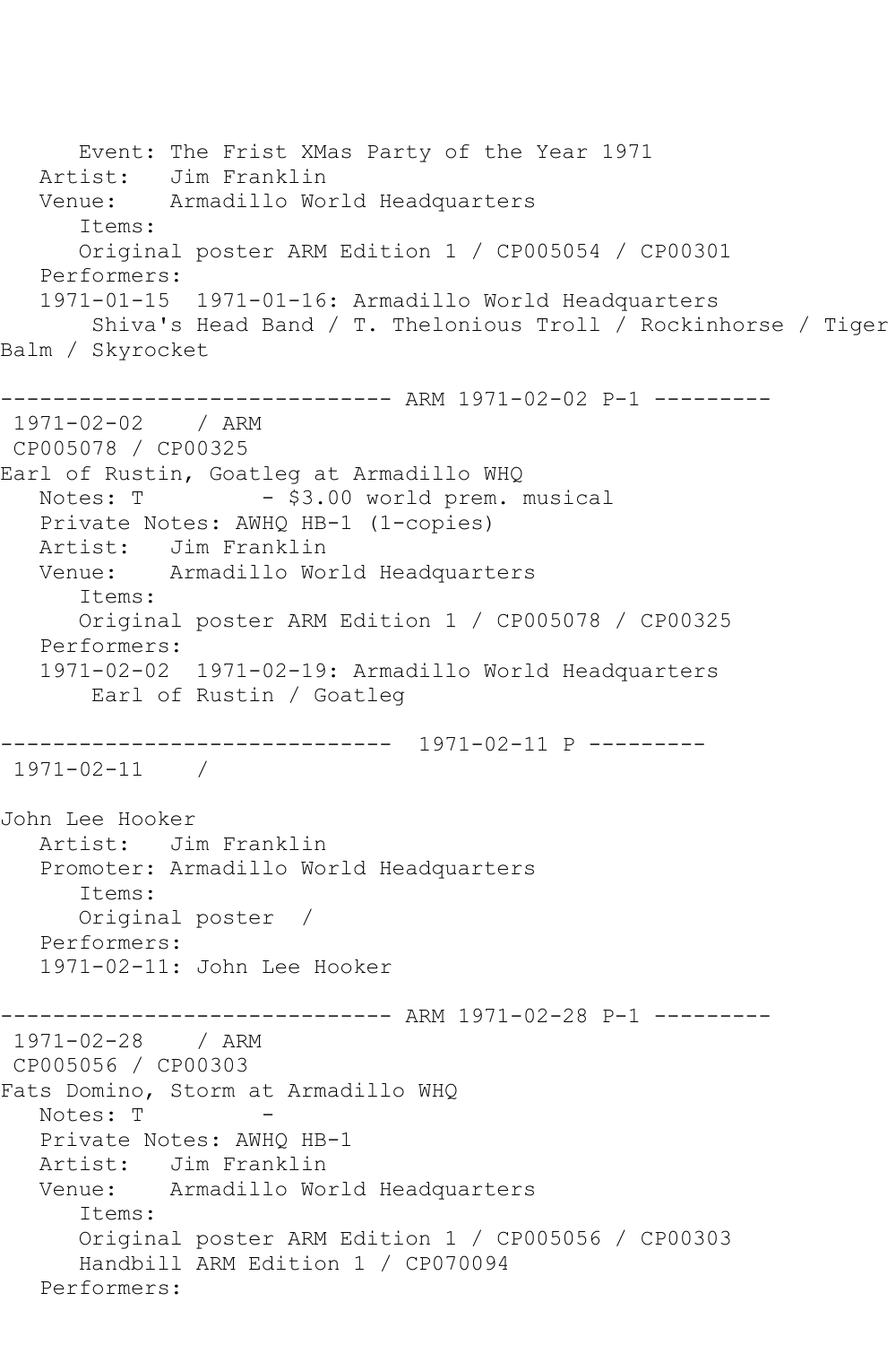Event: The Frist XMas Party of the Year 1971
Artist: Jim Franklin
Venue: Armadillo World Headquarters
Items:
Original poster ARM Edition 1 / CP005054 / CP00301
Performers:
1971-01-15 1971-01-16: Armadillo World Headquarters
Shiva's Head Band / T. Thelonious Troll / Rockinhorse / Tiger Balm / Skyrocket

------------------------------ ARM 1971-02-02 P-1 ---------

1971-02-02 / ARM
CP005078 / CP00325
Earl of Rustin, Goatleg at Armadillo WHQ
Notes: T - $3.00 world prem. musical
Private Notes: AWHQ HB-1 (1-copies)
Artist: Jim Franklin
Venue: Armadillo World Headquarters
Items:
Original poster ARM Edition 1 / CP005078 / CP00325
Performers:
1971-02-02 1971-02-19: Armadillo World Headquarters
Earl of Rustin / Goatleg

------------------------------ 1971-02-11 P ---------

1971-02-11 /

John Lee Hooker
Artist: Jim Franklin
Promoter: Armadillo World Headquarters
Items:
Original poster /
Performers:
1971-02-11: John Lee Hooker

------------------------------ ARM 1971-02-28 P-1 ---------

1971-02-28 / ARM
CP005056 / CP00303
Fats Domino, Storm at Armadillo WHQ
Notes: T -
Private Notes: AWHQ HB-1
Artist: Jim Franklin
Venue: Armadillo World Headquarters
Items:
Original poster ARM Edition 1 / CP005056 / CP00303
Handbill ARM Edition 1 / CP070094
Performers: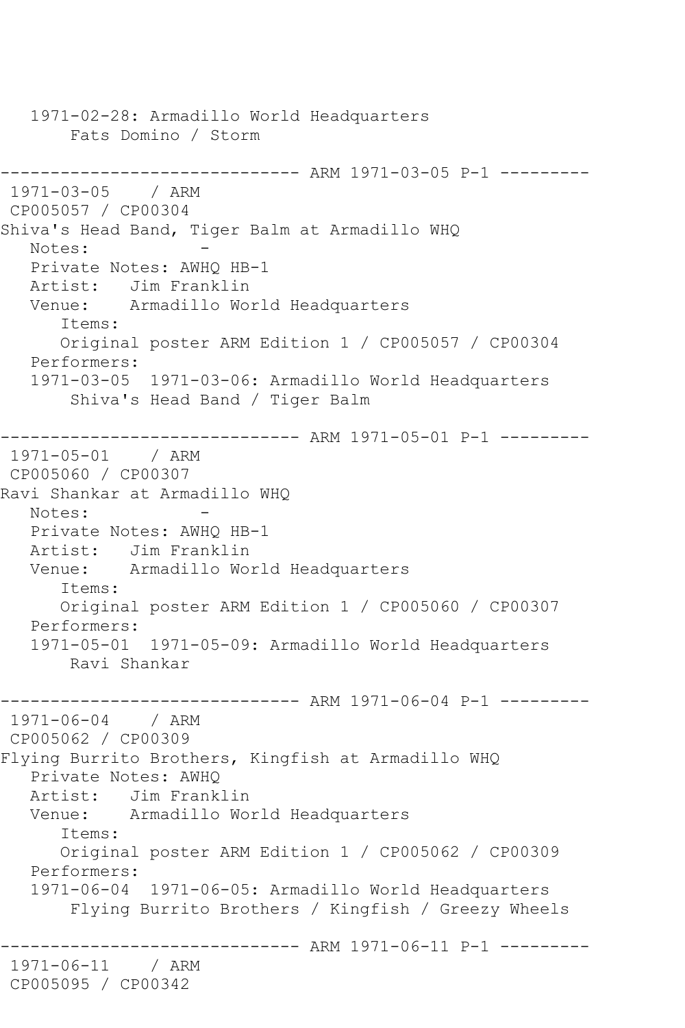```
   1971-02-28: Armadillo World Headquarters
       Fats Domino / Storm

------------------------------ ARM 1971-03-05 P-1 ---------
 1971-03-05    / ARM
 CP005057 / CP00304
Shiva's Head Band, Tiger Balm at Armadillo WHQ
   Notes:           -
   Private Notes: AWHQ HB-1
   Artist:   Jim Franklin
   Venue:    Armadillo World Headquarters
      Items:
      Original poster ARM Edition 1 / CP005057 / CP00304
   Performers:
   1971-03-05  1971-03-06: Armadillo World Headquarters
       Shiva's Head Band / Tiger Balm

------------------------------ ARM 1971-05-01 P-1 ---------
 1971-05-01    / ARM
 CP005060 / CP00307
Ravi Shankar at Armadillo WHQ
   Notes:           -
   Private Notes: AWHQ HB-1
   Artist:   Jim Franklin
   Venue:    Armadillo World Headquarters
      Items:
      Original poster ARM Edition 1 / CP005060 / CP00307
   Performers:
   1971-05-01  1971-05-09: Armadillo World Headquarters
       Ravi Shankar

------------------------------ ARM 1971-06-04 P-1 ---------
 1971-06-04    / ARM
 CP005062 / CP00309
Flying Burrito Brothers, Kingfish at Armadillo WHQ
   Private Notes: AWHQ
   Artist:   Jim Franklin
   Venue:    Armadillo World Headquarters
      Items:
      Original poster ARM Edition 1 / CP005062 / CP00309
   Performers:
   1971-06-04  1971-06-05: Armadillo World Headquarters
       Flying Burrito Brothers / Kingfish / Greezy Wheels

------------------------------ ARM 1971-06-11 P-1 ---------
 1971-06-11    / ARM
 CP005095 / CP00342
```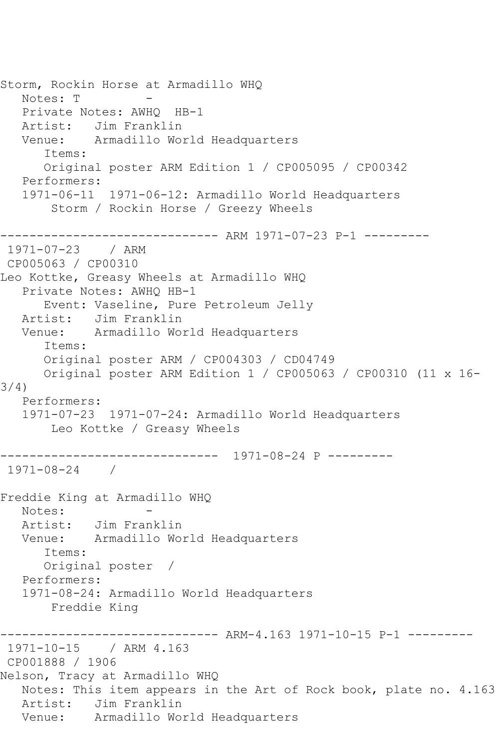```
Storm, Rockin Horse at Armadillo WHQ
   Notes: T         -
   Private Notes: AWHQ  HB-1
   Artist:   Jim Franklin
   Venue:    Armadillo World Headquarters
      Items:
      Original poster ARM Edition 1 / CP005095 / CP00342
   Performers:
   1971-06-11  1971-06-12: Armadillo World Headquarters
       Storm / Rockin Horse / Greezy Wheels

------------------------------ ARM 1971-07-23 P-1 ---------
 1971-07-23    / ARM
 CP005063 / CP00310
Leo Kottke, Greasy Wheels at Armadillo WHQ
   Private Notes: AWHQ HB-1
      Event: Vaseline, Pure Petroleum Jelly
   Artist:   Jim Franklin
   Venue:    Armadillo World Headquarters
      Items:
      Original poster ARM / CP004303 / CD04749
      Original poster ARM Edition 1 / CP005063 / CP00310 (11 x 16-
3/4)
   Performers:
   1971-07-23  1971-07-24: Armadillo World Headquarters
       Leo Kottke / Greasy Wheels

------------------------------  1971-08-24 P ---------
 1971-08-24    /

Freddie King at Armadillo WHQ
   Notes:           -
   Artist:   Jim Franklin
   Venue:    Armadillo World Headquarters
      Items:
      Original poster  /
   Performers:
   1971-08-24: Armadillo World Headquarters
       Freddie King

------------------------------ ARM-4.163 1971-10-15 P-1 ---------
 1971-10-15    / ARM 4.163
 CP001888 / 1906
Nelson, Tracy at Armadillo WHQ
   Notes: This item appears in the Art of Rock book, plate no. 4.163
   Artist:   Jim Franklin
   Venue:    Armadillo World Headquarters
```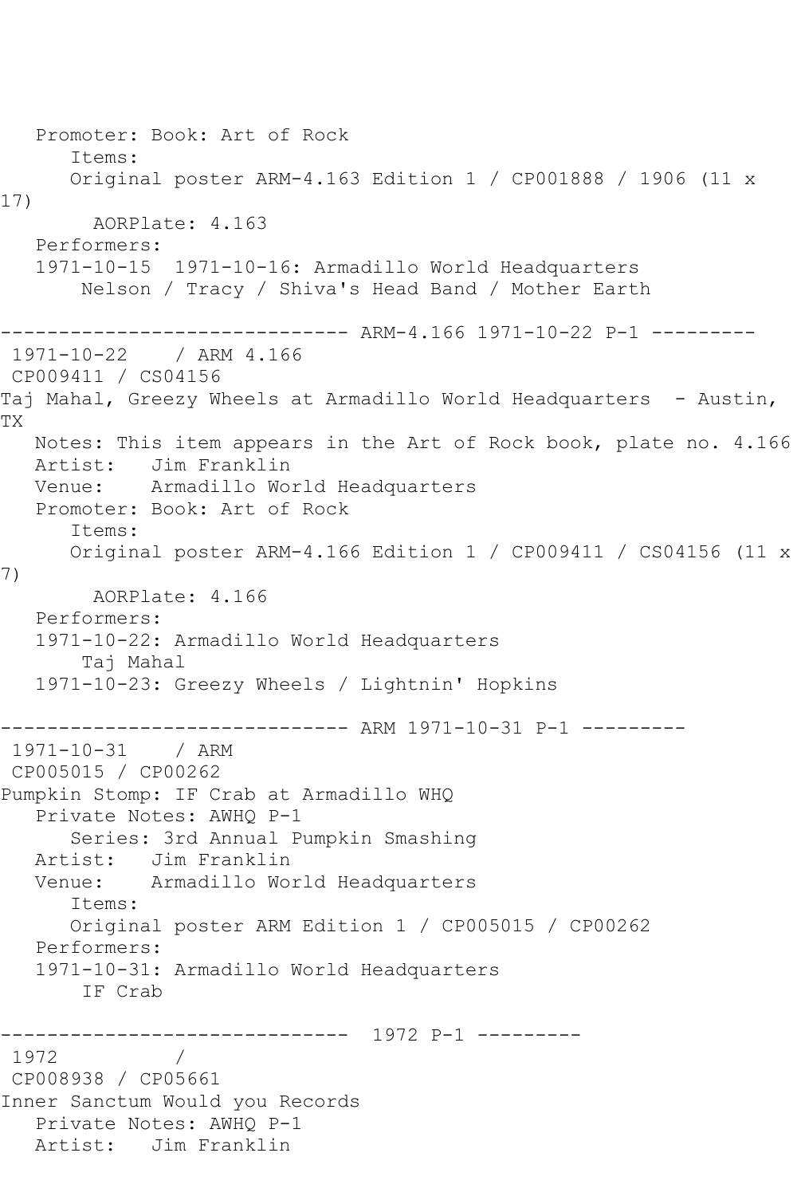```
   Promoter: Book: Art of Rock
      Items:
      Original poster ARM-4.163 Edition 1 / CP001888 / 1906 (11 x 
17)
        AORPlate: 4.163 
   Performers:
   1971-10-15  1971-10-16: Armadillo World Headquarters
       Nelson / Tracy / Shiva's Head Band / Mother Earth

------------------------------ ARM-4.166 1971-10-22 P-1 ---------
 1971-10-22    / ARM 4.166
 CP009411 / CS04156
Taj Mahal, Greezy Wheels at Armadillo World Headquarters  - Austin, 
TX
   Notes: This item appears in the Art of Rock book, plate no. 4.166
   Artist:   Jim Franklin
   Venue:    Armadillo World Headquarters
   Promoter: Book: Art of Rock
      Items:
      Original poster ARM-4.166 Edition 1 / CP009411 / CS04156 (11 x 
7)
        AORPlate: 4.166 
   Performers:
   1971-10-22: Armadillo World Headquarters
       Taj Mahal
   1971-10-23: Greezy Wheels / Lightnin' Hopkins

------------------------------ ARM 1971-10-31 P-1 ---------
 1971-10-31    / ARM
 CP005015 / CP00262
Pumpkin Stomp: IF Crab at Armadillo WHQ
   Private Notes: AWHQ P-1
      Series: 3rd Annual Pumpkin Smashing
   Artist:   Jim Franklin
   Venue:    Armadillo World Headquarters
      Items:
      Original poster ARM Edition 1 / CP005015 / CP00262
   Performers:
   1971-10-31: Armadillo World Headquarters
       IF Crab

------------------------------  1972 P-1 ---------
 1972          /
 CP008938 / CP05661
Inner Sanctum Would you Records
   Private Notes: AWHQ P-1
   Artist:   Jim Franklin
```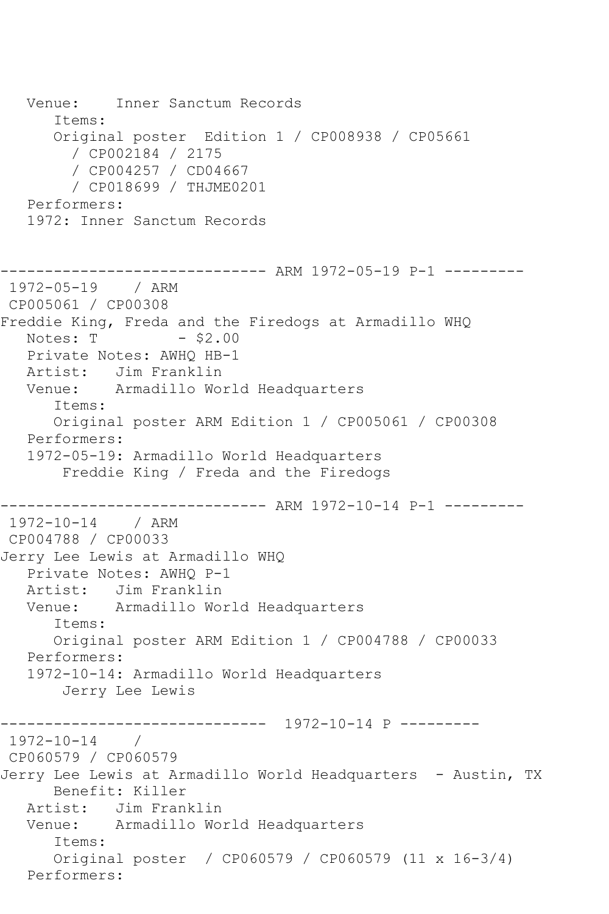```
   Venue:    Inner Sanctum Records
      Items:
      Original poster  Edition 1 / CP008938 / CP05661
        / CP002184 / 2175
        / CP004257 / CD04667
        / CP018699 / THJME0201
   Performers:
   1972: Inner Sanctum Records


------------------------------ ARM 1972-05-19 P-1 ---------
 1972-05-19    / ARM
 CP005061 / CP00308
Freddie King, Freda and the Firedogs at Armadillo WHQ
   Notes: T          - $2.00
   Private Notes: AWHQ HB-1
   Artist:   Jim Franklin
   Venue:    Armadillo World Headquarters
      Items:
      Original poster ARM Edition 1 / CP005061 / CP00308
   Performers:
   1972-05-19: Armadillo World Headquarters
       Freddie King / Freda and the Firedogs

------------------------------ ARM 1972-10-14 P-1 ---------
 1972-10-14    / ARM
 CP004788 / CP00033
Jerry Lee Lewis at Armadillo WHQ
   Private Notes: AWHQ P-1
   Artist:   Jim Franklin
   Venue:    Armadillo World Headquarters
      Items:
      Original poster ARM Edition 1 / CP004788 / CP00033
   Performers:
   1972-10-14: Armadillo World Headquarters
       Jerry Lee Lewis

------------------------------  1972-10-14 P ---------
 1972-10-14    /
 CP060579 / CP060579
Jerry Lee Lewis at Armadillo World Headquarters  - Austin, TX
      Benefit: Killer
   Artist:   Jim Franklin
   Venue:    Armadillo World Headquarters
      Items:
      Original poster  / CP060579 / CP060579 (11 x 16-3/4)
   Performers:
```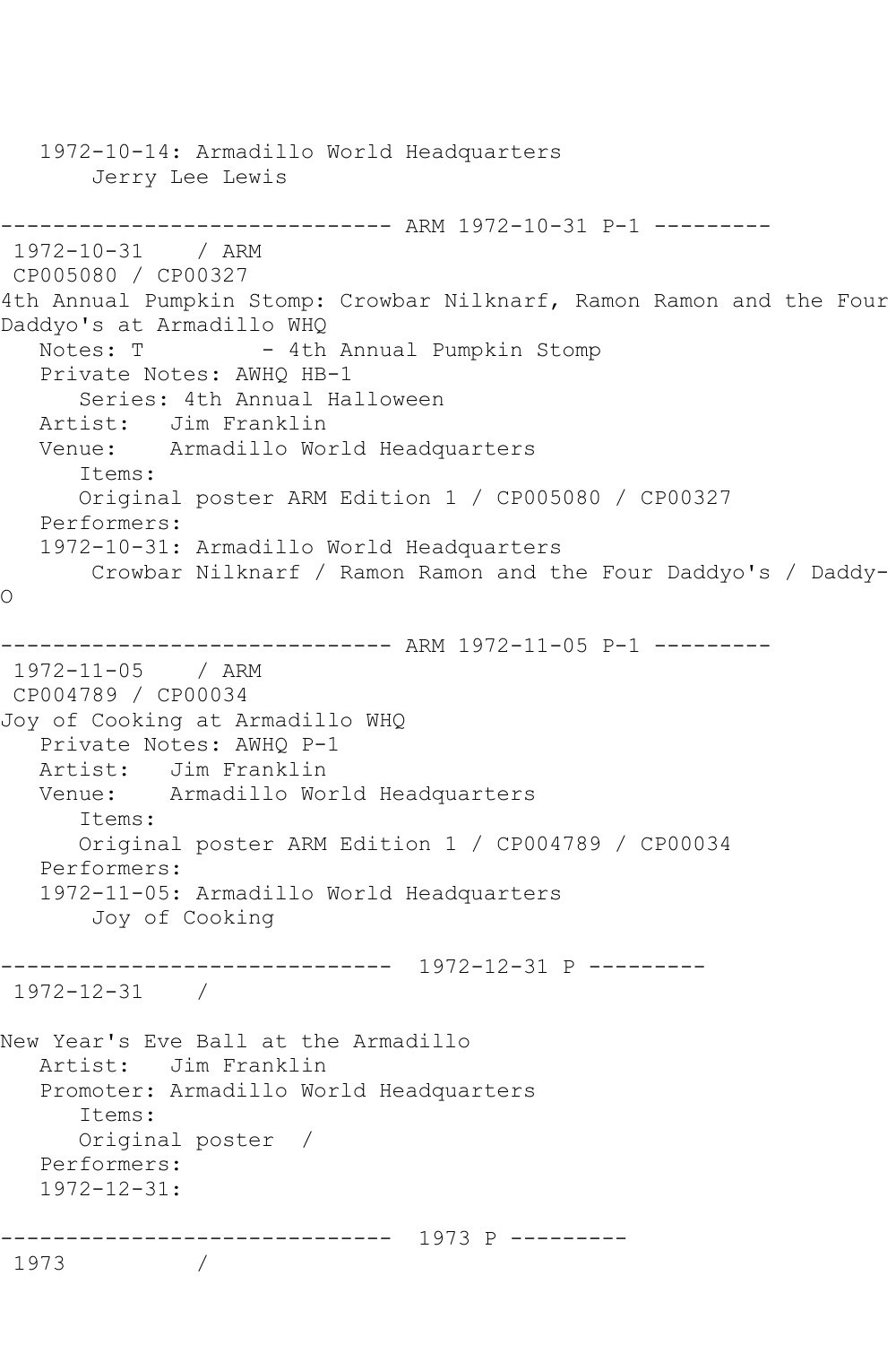```
   1972-10-14: Armadillo World Headquarters
       Jerry Lee Lewis

------------------------------ ARM 1972-10-31 P-1 ---------
 1972-10-31    / ARM
 CP005080 / CP00327
4th Annual Pumpkin Stomp: Crowbar Nilknarf, Ramon Ramon and the Four
Daddyo's at Armadillo WHQ
   Notes: T         - 4th Annual Pumpkin Stomp
   Private Notes: AWHQ HB-1
      Series: 4th Annual Halloween
   Artist:   Jim Franklin
   Venue:    Armadillo World Headquarters
      Items:
      Original poster ARM Edition 1 / CP005080 / CP00327
   Performers:
   1972-10-31: Armadillo World Headquarters
       Crowbar Nilknarf / Ramon Ramon and the Four Daddyo's / Daddy-
O

------------------------------ ARM 1972-11-05 P-1 ---------
 1972-11-05    / ARM
 CP004789 / CP00034
Joy of Cooking at Armadillo WHQ
   Private Notes: AWHQ P-1
   Artist:   Jim Franklin
   Venue:    Armadillo World Headquarters
      Items:
      Original poster ARM Edition 1 / CP004789 / CP00034
   Performers:
   1972-11-05: Armadillo World Headquarters
       Joy of Cooking

------------------------------  1972-12-31 P ---------
 1972-12-31    /

New Year's Eve Ball at the Armadillo
   Artist:   Jim Franklin
   Promoter: Armadillo World Headquarters
      Items:
      Original poster  /
   Performers:
   1972-12-31:

------------------------------  1973 P ---------
 1973          /
```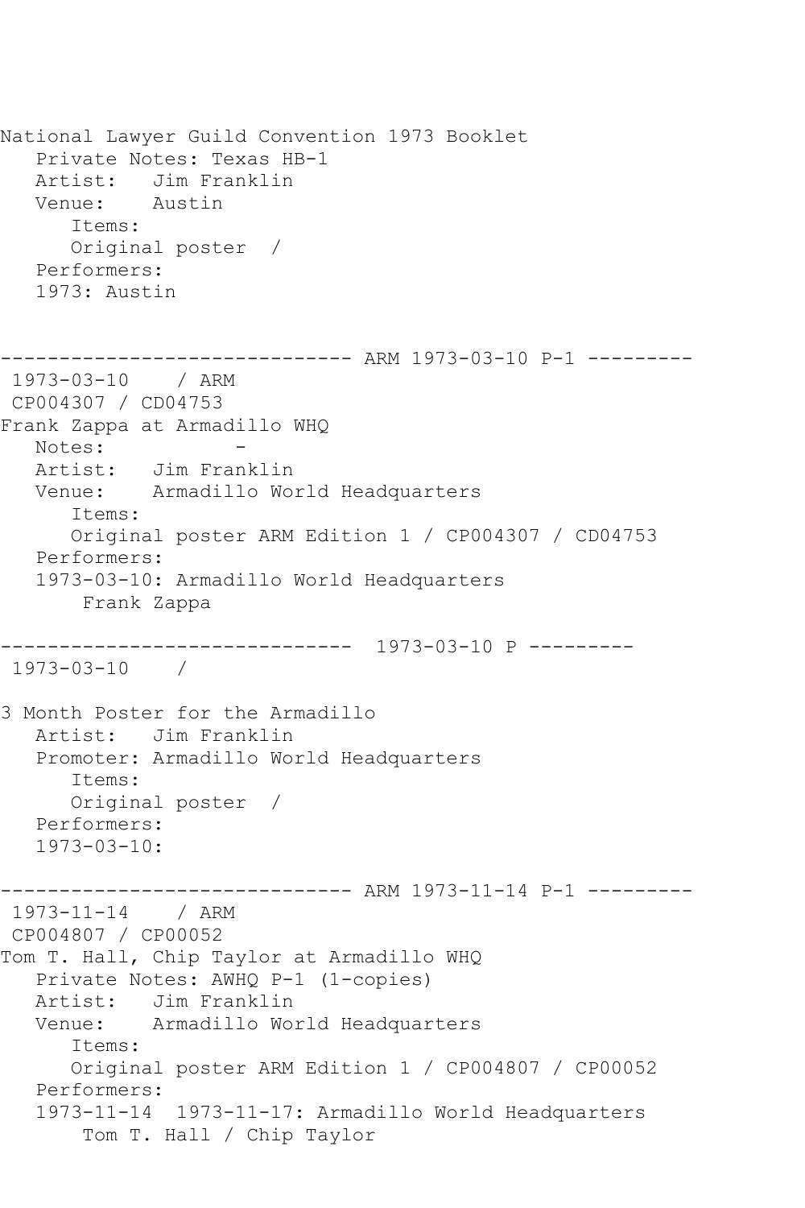National Lawyer Guild Convention 1973 Booklet
   Private Notes: Texas HB-1
   Artist:   Jim Franklin
   Venue:    Austin
      Items:
      Original poster  /
   Performers:
   1973: Austin

------------------------------ ARM 1973-03-10 P-1 ---------
 1973-03-10    / ARM
 CP004307 / CD04753
Frank Zappa at Armadillo WHQ
   Notes:           -
   Artist:   Jim Franklin
   Venue:    Armadillo World Headquarters
      Items:
      Original poster ARM Edition 1 / CP004307 / CD04753
   Performers:
   1973-03-10: Armadillo World Headquarters
       Frank Zappa

------------------------------  1973-03-10 P ---------
 1973-03-10    /

3 Month Poster for the Armadillo
   Artist:   Jim Franklin
   Promoter: Armadillo World Headquarters
      Items:
      Original poster  /
   Performers:
   1973-03-10:

------------------------------ ARM 1973-11-14 P-1 ---------
 1973-11-14    / ARM
 CP004807 / CP00052
Tom T. Hall, Chip Taylor at Armadillo WHQ
   Private Notes: AWHQ P-1 (1-copies)
   Artist:   Jim Franklin
   Venue:    Armadillo World Headquarters
      Items:
      Original poster ARM Edition 1 / CP004807 / CP00052
   Performers:
   1973-11-14  1973-11-17: Armadillo World Headquarters
       Tom T. Hall / Chip Taylor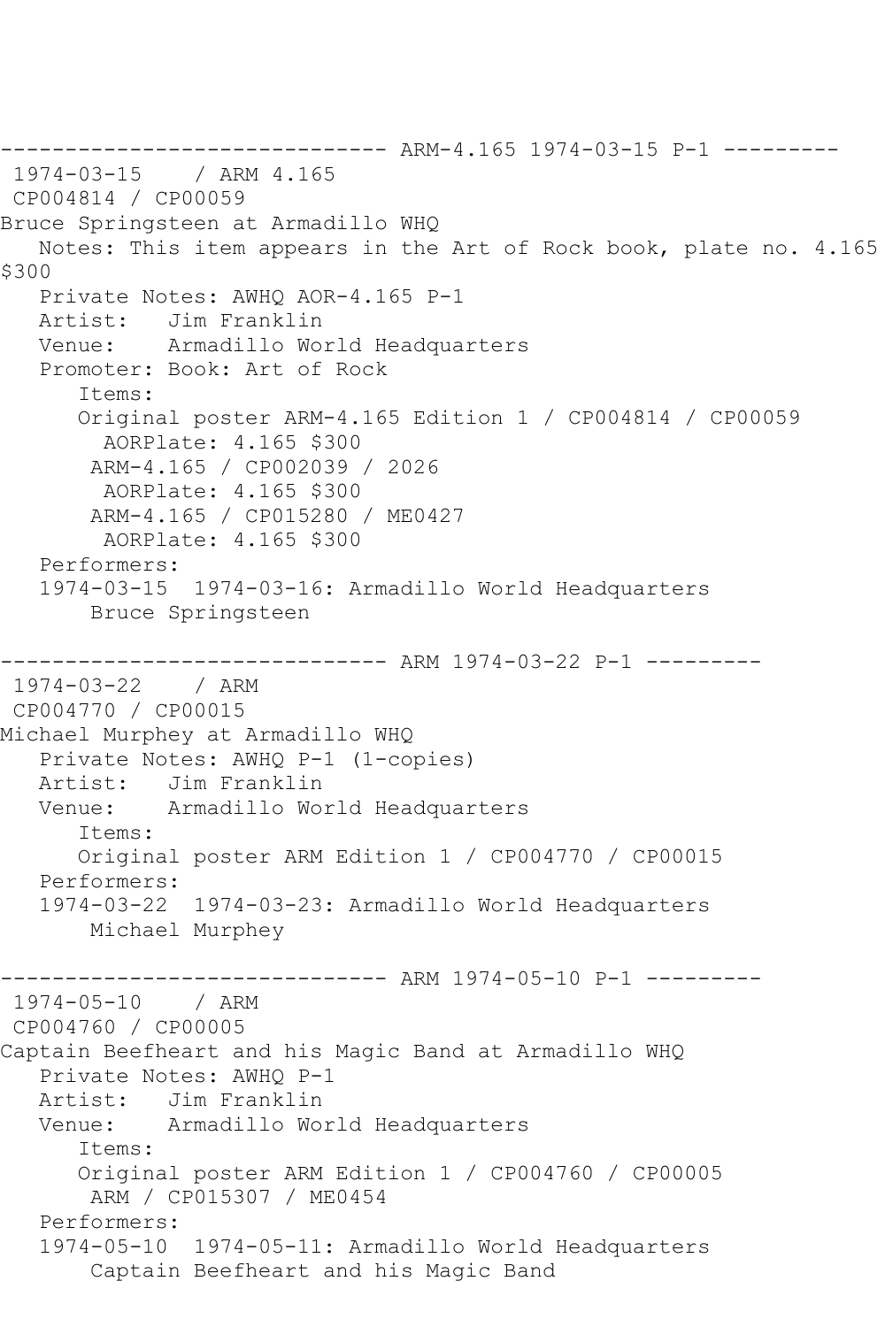```
------------------------------ ARM-4.165 1974-03-15 P-1 ---------
 1974-03-15    / ARM 4.165
 CP004814 / CP00059
Bruce Springsteen at Armadillo WHQ
   Notes: This item appears in the Art of Rock book, plate no. 4.165
$300
   Private Notes: AWHQ AOR-4.165 P-1
   Artist:   Jim Franklin
   Venue:    Armadillo World Headquarters
   Promoter: Book: Art of Rock
      Items:
      Original poster ARM-4.165 Edition 1 / CP004814 / CP00059
        AORPlate: 4.165 $300
       ARM-4.165 / CP002039 / 2026
        AORPlate: 4.165 $300
       ARM-4.165 / CP015280 / ME0427
        AORPlate: 4.165 $300
   Performers:
   1974-03-15  1974-03-16: Armadillo World Headquarters
       Bruce Springsteen

------------------------------ ARM 1974-03-22 P-1 ---------
 1974-03-22    / ARM
 CP004770 / CP00015
Michael Murphey at Armadillo WHQ
   Private Notes: AWHQ P-1 (1-copies)
   Artist:   Jim Franklin
   Venue:    Armadillo World Headquarters
      Items:
      Original poster ARM Edition 1 / CP004770 / CP00015
   Performers:
   1974-03-22  1974-03-23: Armadillo World Headquarters
       Michael Murphey

------------------------------ ARM 1974-05-10 P-1 ---------
 1974-05-10    / ARM
 CP004760 / CP00005
Captain Beefheart and his Magic Band at Armadillo WHQ
   Private Notes: AWHQ P-1
   Artist:   Jim Franklin
   Venue:    Armadillo World Headquarters
      Items:
      Original poster ARM Edition 1 / CP004760 / CP00005
       ARM / CP015307 / ME0454
   Performers:
   1974-05-10  1974-05-11: Armadillo World Headquarters
       Captain Beefheart and his Magic Band
```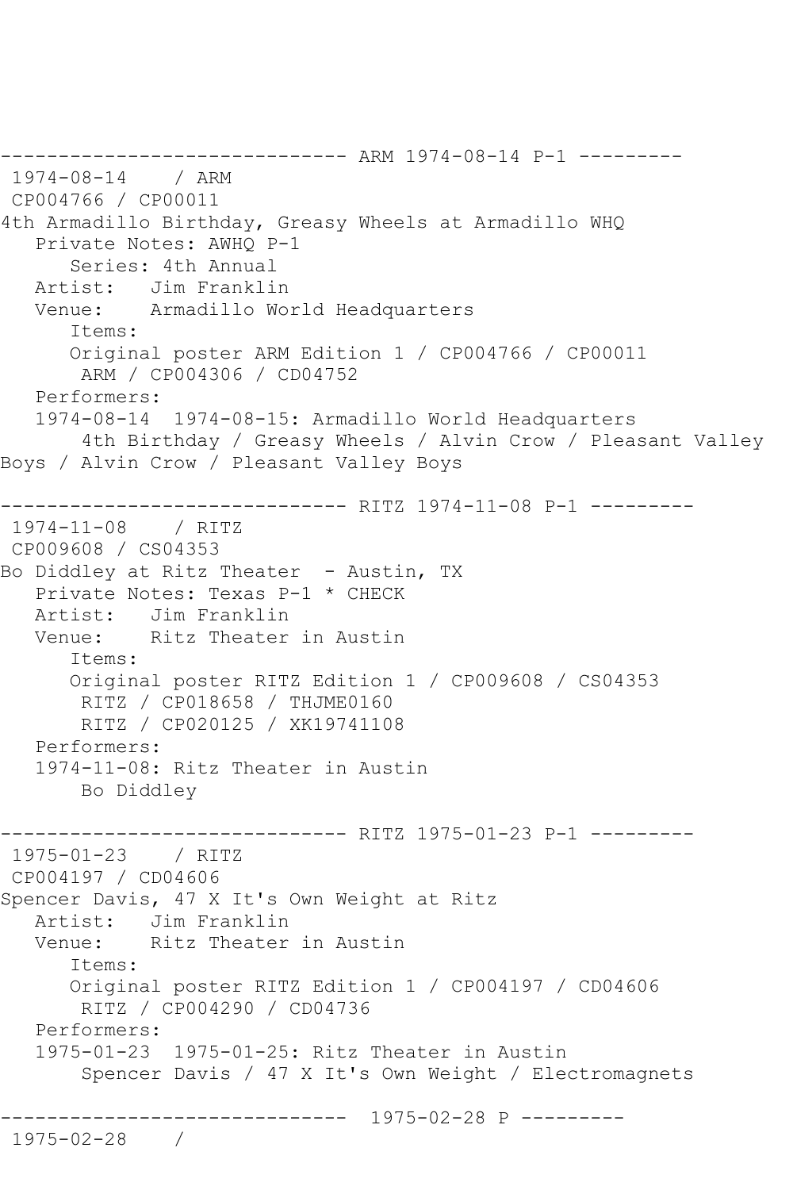------------------------------ ARM 1974-08-14 P-1 ---------
1974-08-14 / ARM
CP004766 / CP00011
4th Armadillo Birthday, Greasy Wheels at Armadillo WHQ
Private Notes: AWHQ P-1
Series: 4th Annual
Artist: Jim Franklin
Venue: Armadillo World Headquarters
Items:
Original poster ARM Edition 1 / CP004766 / CP00011
ARM / CP004306 / CD04752
Performers:
1974-08-14 1974-08-15: Armadillo World Headquarters
4th Birthday / Greasy Wheels / Alvin Crow / Pleasant Valley Boys / Alvin Crow / Pleasant Valley Boys

------------------------------ RITZ 1974-11-08 P-1 ---------
1974-11-08 / RITZ
CP009608 / CS04353
Bo Diddley at Ritz Theater - Austin, TX
Private Notes: Texas P-1 * CHECK
Artist: Jim Franklin
Venue: Ritz Theater in Austin
Items:
Original poster RITZ Edition 1 / CP009608 / CS04353
RITZ / CP018658 / THJME0160
RITZ / CP020125 / XK19741108
Performers:
1974-11-08: Ritz Theater in Austin
Bo Diddley

------------------------------ RITZ 1975-01-23 P-1 ---------
1975-01-23 / RITZ
CP004197 / CD04606
Spencer Davis, 47 X It's Own Weight at Ritz
Artist: Jim Franklin
Venue: Ritz Theater in Austin
Items:
Original poster RITZ Edition 1 / CP004197 / CD04606
RITZ / CP004290 / CD04736
Performers:
1975-01-23 1975-01-25: Ritz Theater in Austin
Spencer Davis / 47 X It's Own Weight / Electromagnets

------------------------------ 1975-02-28 P ---------
1975-02-28 /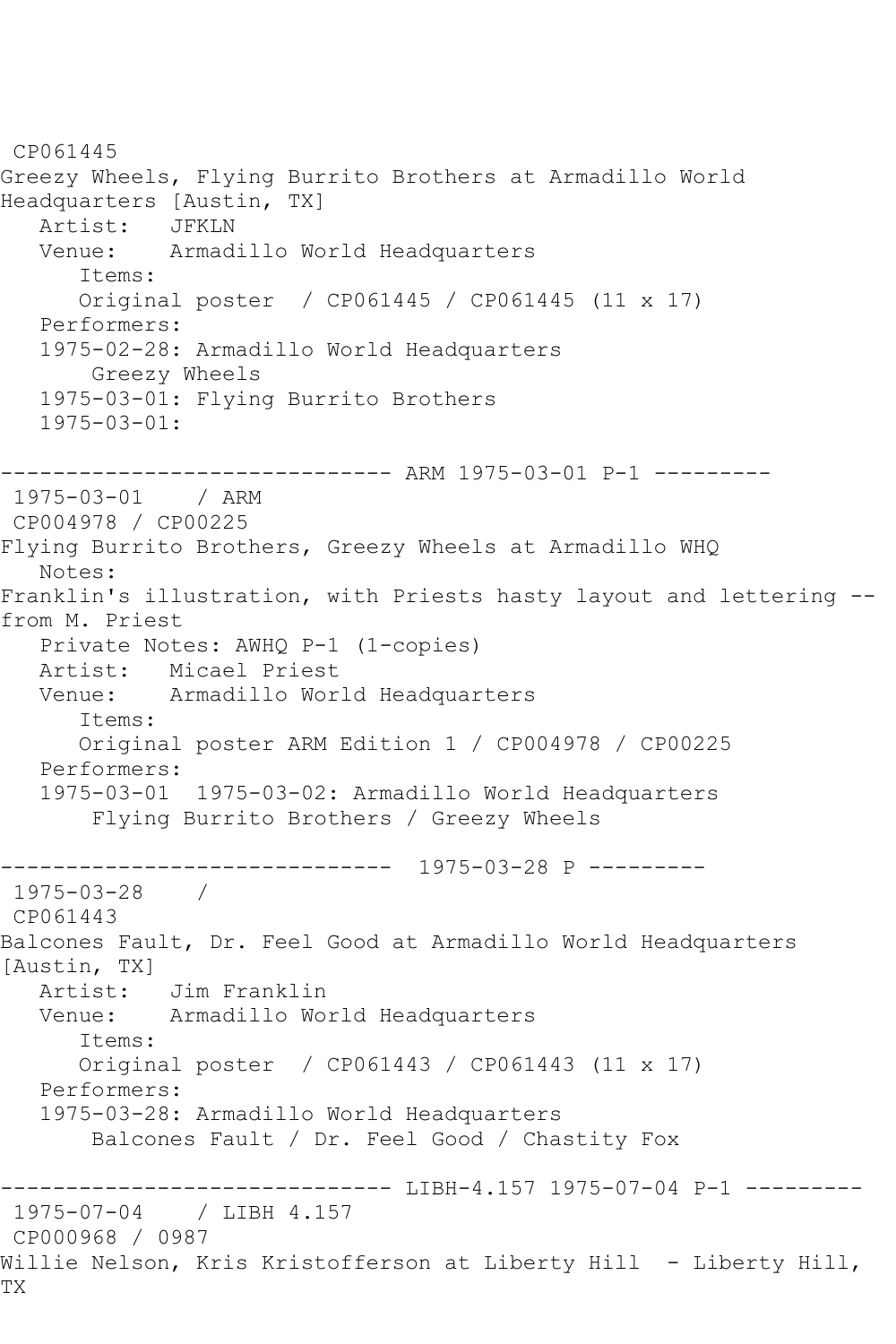CP061445
Greezy Wheels, Flying Burrito Brothers at Armadillo World Headquarters [Austin, TX]
   Artist:   JFKLN
   Venue:    Armadillo World Headquarters
      Items:
      Original poster  / CP061445 / CP061445 (11 x 17)
   Performers:
   1975-02-28: Armadillo World Headquarters
       Greezy Wheels
   1975-03-01: Flying Burrito Brothers
   1975-03-01:

------------------------------ ARM 1975-03-01 P-1 ---------
 1975-03-01    / ARM
 CP004978 / CP00225
Flying Burrito Brothers, Greezy Wheels at Armadillo WHQ
   Notes:
Franklin's illustration, with Priests hasty layout and lettering -- from M. Priest
   Private Notes: AWHQ P-1 (1-copies)
   Artist:   Micael Priest
   Venue:    Armadillo World Headquarters
      Items:
      Original poster ARM Edition 1 / CP004978 / CP00225
   Performers:
   1975-03-01  1975-03-02: Armadillo World Headquarters
       Flying Burrito Brothers / Greezy Wheels

------------------------------  1975-03-28 P ---------
 1975-03-28    /
 CP061443
Balcones Fault, Dr. Feel Good at Armadillo World Headquarters [Austin, TX]
   Artist:   Jim Franklin
   Venue:    Armadillo World Headquarters
      Items:
      Original poster  / CP061443 / CP061443 (11 x 17)
   Performers:
   1975-03-28: Armadillo World Headquarters
       Balcones Fault / Dr. Feel Good / Chastity Fox

------------------------------ LIBH-4.157 1975-07-04 P-1 ---------
 1975-07-04    / LIBH 4.157
 CP000968 / 0987
Willie Nelson, Kris Kristofferson at Liberty Hill  - Liberty Hill, TX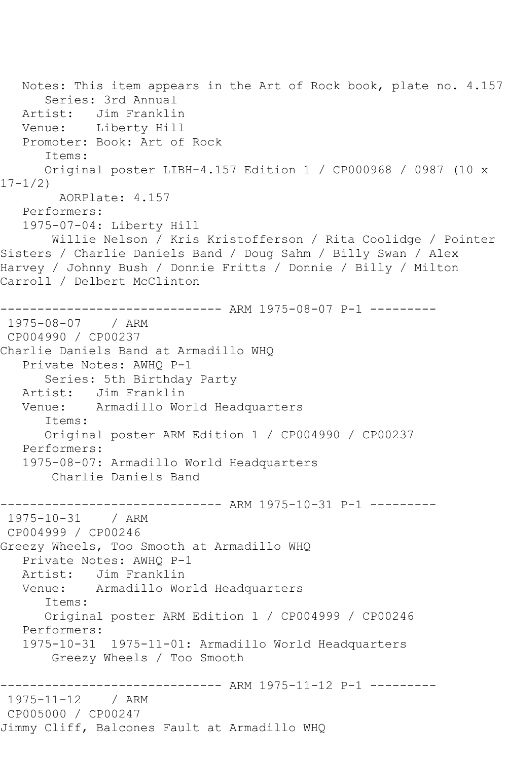Notes: This item appears in the Art of Rock book, plate no. 4.157
Series: 3rd Annual
Artist: Jim Franklin
Venue: Liberty Hill
Promoter: Book: Art of Rock
Items:
Original poster LIBH-4.157 Edition 1 / CP000968 / 0987 (10 x 17-1/2)
AORPlate: 4.157
Performers:
1975-07-04: Liberty Hill
Willie Nelson / Kris Kristofferson / Rita Coolidge / Pointer Sisters / Charlie Daniels Band / Doug Sahm / Billy Swan / Alex Harvey / Johnny Bush / Donnie Fritts / Donnie / Billy / Milton Carroll / Delbert McClinton

------------------------------ ARM 1975-08-07 P-1 ---------

1975-08-07 / ARM
CP004990 / CP00237
Charlie Daniels Band at Armadillo WHQ
Private Notes: AWHQ P-1
Series: 5th Birthday Party
Artist: Jim Franklin
Venue: Armadillo World Headquarters
Items:
Original poster ARM Edition 1 / CP004990 / CP00237
Performers:
1975-08-07: Armadillo World Headquarters
Charlie Daniels Band

------------------------------ ARM 1975-10-31 P-1 ---------

1975-10-31 / ARM
CP004999 / CP00246
Greezy Wheels, Too Smooth at Armadillo WHQ
Private Notes: AWHQ P-1
Artist: Jim Franklin
Venue: Armadillo World Headquarters
Items:
Original poster ARM Edition 1 / CP004999 / CP00246
Performers:
1975-10-31 1975-11-01: Armadillo World Headquarters
Greezy Wheels / Too Smooth

------------------------------ ARM 1975-11-12 P-1 ---------

1975-11-12 / ARM
CP005000 / CP00247
Jimmy Cliff, Balcones Fault at Armadillo WHQ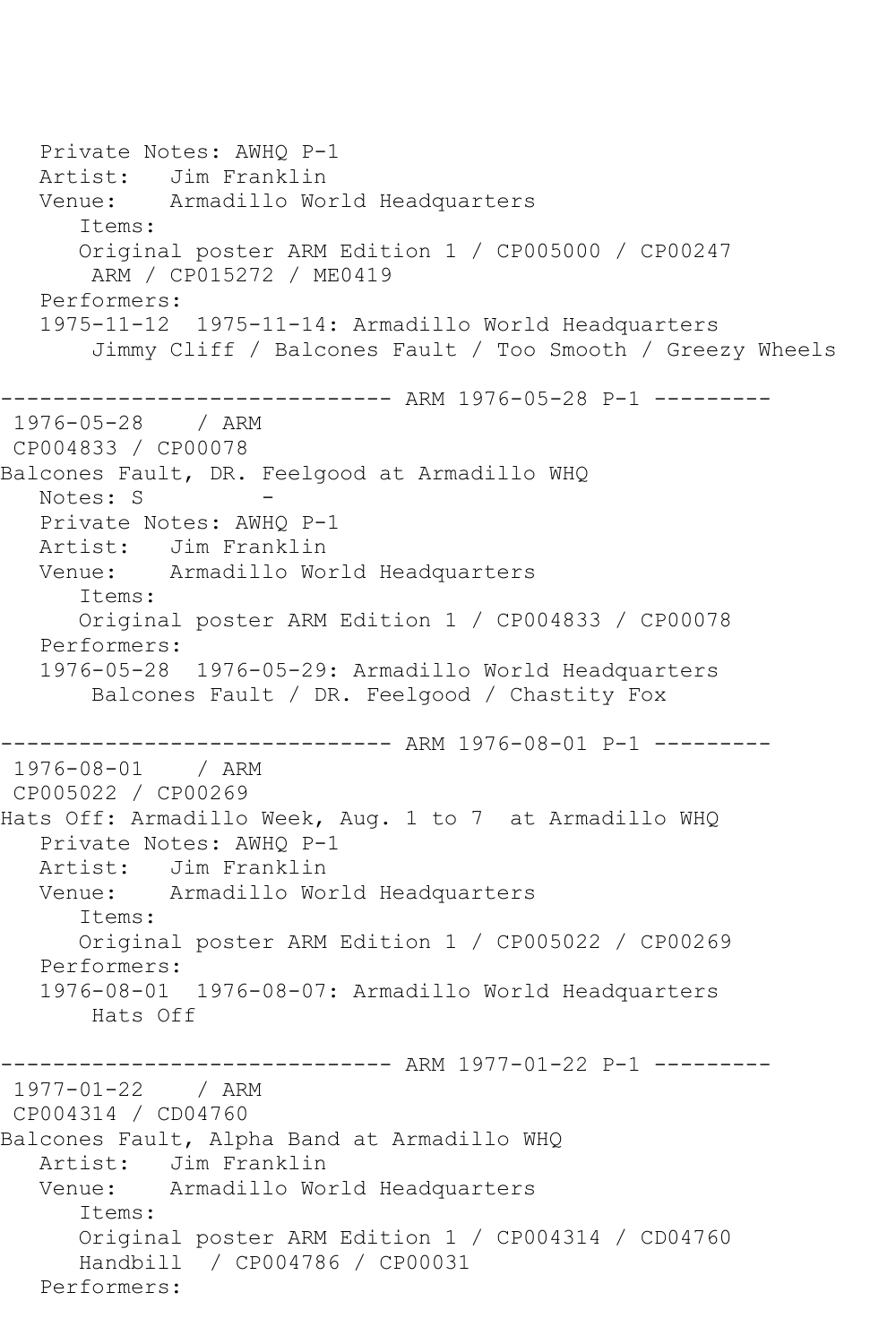```
   Private Notes: AWHQ P-1
   Artist:   Jim Franklin
   Venue:    Armadillo World Headquarters
      Items:
      Original poster ARM Edition 1 / CP005000 / CP00247
       ARM / CP015272 / ME0419
   Performers:
   1975-11-12  1975-11-14: Armadillo World Headquarters
       Jimmy Cliff / Balcones Fault / Too Smooth / Greezy Wheels

------------------------------ ARM 1976-05-28 P-1 ---------
 1976-05-28    / ARM
 CP004833 / CP00078
Balcones Fault, DR. Feelgood at Armadillo WHQ
   Notes: S          -
   Private Notes: AWHQ P-1
   Artist:   Jim Franklin
   Venue:    Armadillo World Headquarters
      Items:
      Original poster ARM Edition 1 / CP004833 / CP00078
   Performers:
   1976-05-28  1976-05-29: Armadillo World Headquarters
       Balcones Fault / DR. Feelgood / Chastity Fox

------------------------------ ARM 1976-08-01 P-1 ---------
 1976-08-01    / ARM
 CP005022 / CP00269
Hats Off: Armadillo Week, Aug. 1 to 7  at Armadillo WHQ
   Private Notes: AWHQ P-1
   Artist:   Jim Franklin
   Venue:    Armadillo World Headquarters
      Items:
      Original poster ARM Edition 1 / CP005022 / CP00269
   Performers:
   1976-08-01  1976-08-07: Armadillo World Headquarters
       Hats Off

------------------------------ ARM 1977-01-22 P-1 ---------
 1977-01-22    / ARM
 CP004314 / CD04760
Balcones Fault, Alpha Band at Armadillo WHQ
   Artist:   Jim Franklin
   Venue:    Armadillo World Headquarters
      Items:
      Original poster ARM Edition 1 / CP004314 / CD04760
      Handbill  / CP004786 / CP00031
   Performers:
```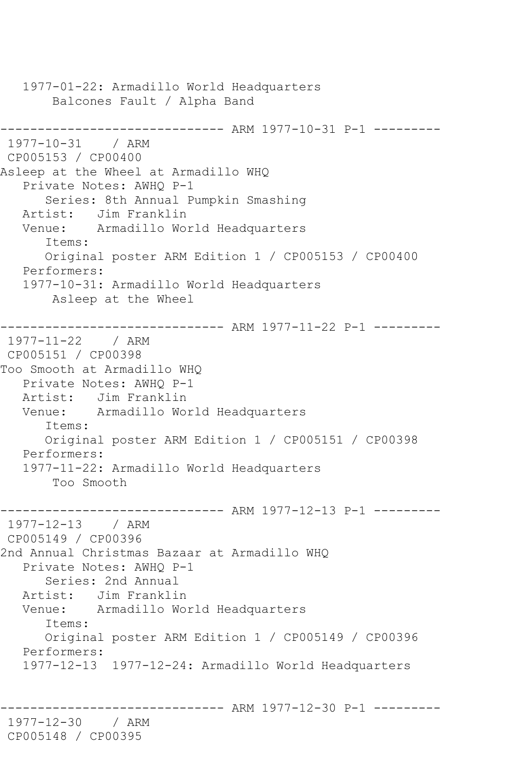```
   1977-01-22: Armadillo World Headquarters
       Balcones Fault / Alpha Band

------------------------------ ARM 1977-10-31 P-1 ---------
 1977-10-31    / ARM
 CP005153 / CP00400
Asleep at the Wheel at Armadillo WHQ
   Private Notes: AWHQ P-1
      Series: 8th Annual Pumpkin Smashing
   Artist:   Jim Franklin
   Venue:    Armadillo World Headquarters
      Items:
      Original poster ARM Edition 1 / CP005153 / CP00400
   Performers:
   1977-10-31: Armadillo World Headquarters
       Asleep at the Wheel

------------------------------ ARM 1977-11-22 P-1 ---------
 1977-11-22    / ARM
 CP005151 / CP00398
Too Smooth at Armadillo WHQ
   Private Notes: AWHQ P-1
   Artist:   Jim Franklin
   Venue:    Armadillo World Headquarters
      Items:
      Original poster ARM Edition 1 / CP005151 / CP00398
   Performers:
   1977-11-22: Armadillo World Headquarters
       Too Smooth

------------------------------ ARM 1977-12-13 P-1 ---------
 1977-12-13    / ARM
 CP005149 / CP00396
2nd Annual Christmas Bazaar at Armadillo WHQ
   Private Notes: AWHQ P-1
      Series: 2nd Annual
   Artist:   Jim Franklin
   Venue:    Armadillo World Headquarters
      Items:
      Original poster ARM Edition 1 / CP005149 / CP00396
   Performers:
   1977-12-13  1977-12-24: Armadillo World Headquarters


------------------------------ ARM 1977-12-30 P-1 ---------
 1977-12-30    / ARM
 CP005148 / CP00395
```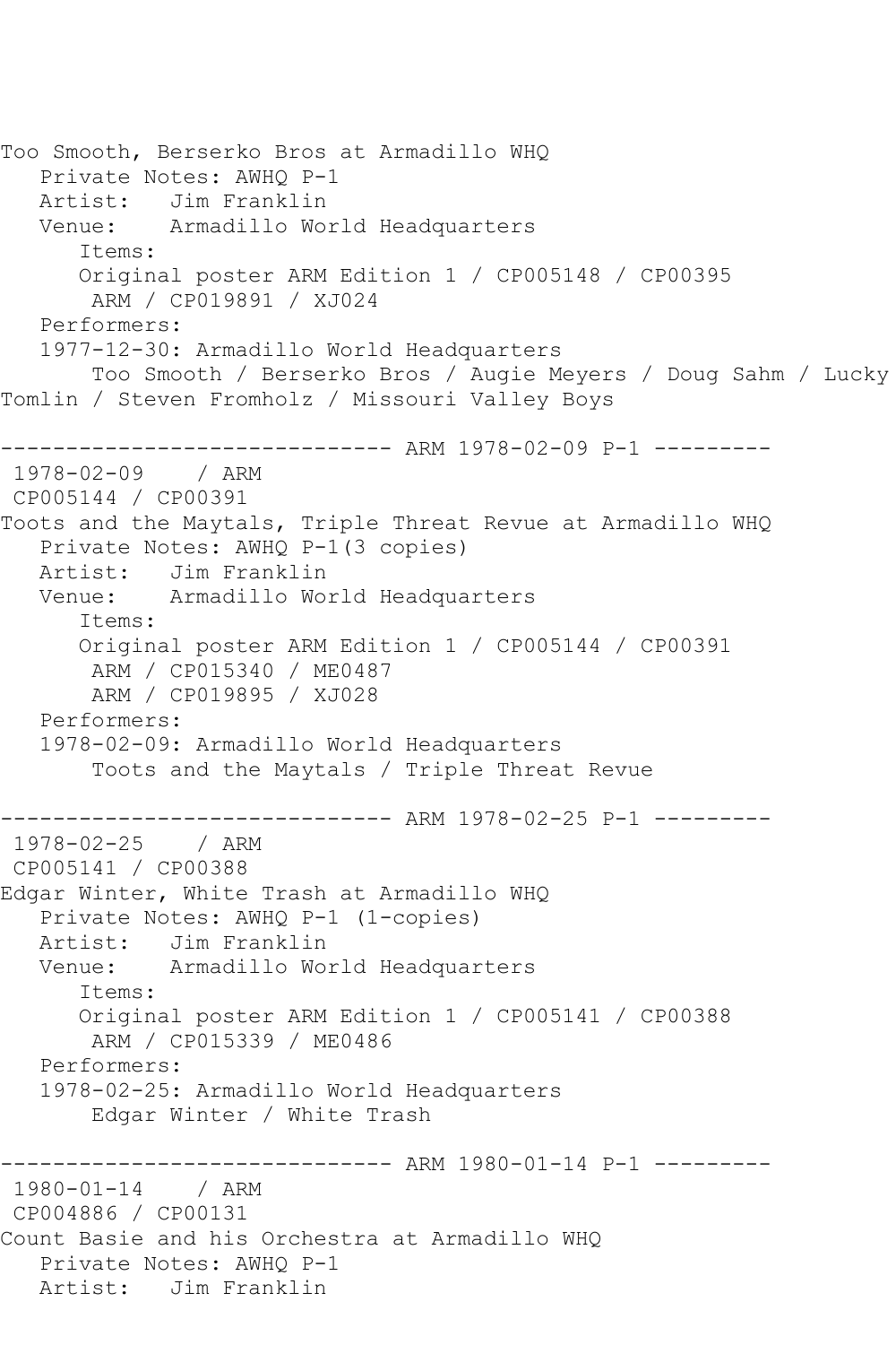Too Smooth, Berserko Bros at Armadillo WHQ
   Private Notes: AWHQ P-1
   Artist:   Jim Franklin
   Venue:    Armadillo World Headquarters
      Items:
      Original poster ARM Edition 1 / CP005148 / CP00395
       ARM / CP019891 / XJ024
   Performers:
   1977-12-30: Armadillo World Headquarters
       Too Smooth / Berserko Bros / Augie Meyers / Doug Sahm / Lucky Tomlin / Steven Fromholz / Missouri Valley Boys

------------------------------ ARM 1978-02-09 P-1 ---------
 1978-02-09    / ARM
 CP005144 / CP00391
Toots and the Maytals, Triple Threat Revue at Armadillo WHQ
   Private Notes: AWHQ P-1(3 copies)
   Artist:   Jim Franklin
   Venue:    Armadillo World Headquarters
      Items:
      Original poster ARM Edition 1 / CP005144 / CP00391
       ARM / CP015340 / ME0487
       ARM / CP019895 / XJ028
   Performers:
   1978-02-09: Armadillo World Headquarters
       Toots and the Maytals / Triple Threat Revue

------------------------------ ARM 1978-02-25 P-1 ---------
 1978-02-25    / ARM
 CP005141 / CP00388
Edgar Winter, White Trash at Armadillo WHQ
   Private Notes: AWHQ P-1 (1-copies)
   Artist:   Jim Franklin
   Venue:    Armadillo World Headquarters
      Items:
      Original poster ARM Edition 1 / CP005141 / CP00388
       ARM / CP015339 / ME0486
   Performers:
   1978-02-25: Armadillo World Headquarters
       Edgar Winter / White Trash

------------------------------ ARM 1980-01-14 P-1 ---------
 1980-01-14    / ARM
 CP004886 / CP00131
Count Basie and his Orchestra at Armadillo WHQ
   Private Notes: AWHQ P-1
   Artist:   Jim Franklin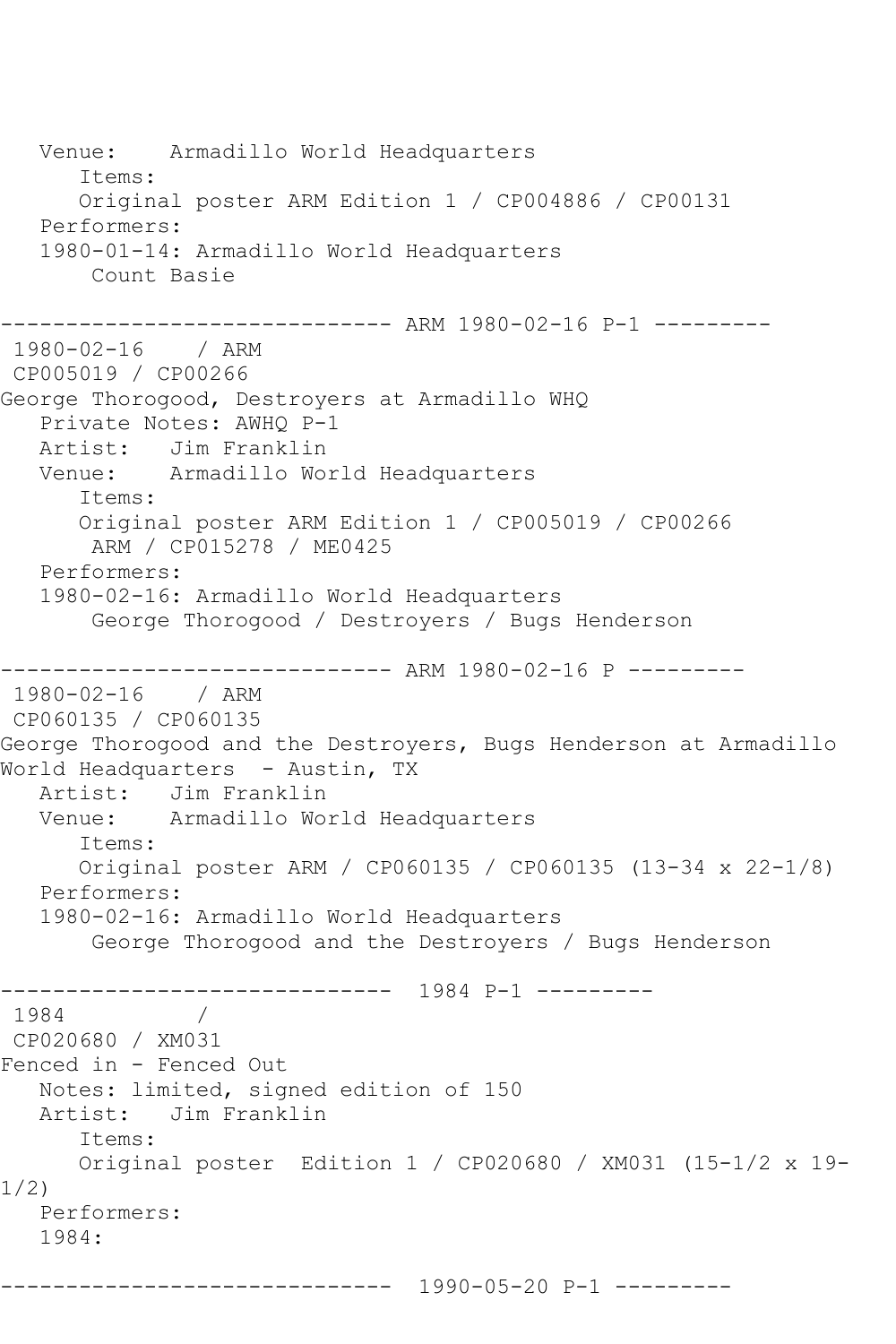```
   Venue:    Armadillo World Headquarters
      Items:
      Original poster ARM Edition 1 / CP004886 / CP00131
   Performers:
   1980-01-14: Armadillo World Headquarters
       Count Basie

------------------------------ ARM 1980-02-16 P-1 ---------
 1980-02-16    / ARM
 CP005019 / CP00266
George Thorogood, Destroyers at Armadillo WHQ
   Private Notes: AWHQ P-1
   Artist:   Jim Franklin
   Venue:    Armadillo World Headquarters
      Items:
      Original poster ARM Edition 1 / CP005019 / CP00266
       ARM / CP015278 / ME0425
   Performers:
   1980-02-16: Armadillo World Headquarters
       George Thorogood / Destroyers / Bugs Henderson

------------------------------ ARM 1980-02-16 P ---------
 1980-02-16    / ARM
 CP060135 / CP060135
George Thorogood and the Destroyers, Bugs Henderson at Armadillo
World Headquarters  - Austin, TX
   Artist:   Jim Franklin
   Venue:    Armadillo World Headquarters
      Items:
      Original poster ARM / CP060135 / CP060135 (13-34 x 22-1/8)
   Performers:
   1980-02-16: Armadillo World Headquarters
       George Thorogood and the Destroyers / Bugs Henderson

------------------------------  1984 P-1 ---------
 1984          /
 CP020680 / XM031
Fenced in - Fenced Out
   Notes: limited, signed edition of 150
   Artist:   Jim Franklin
      Items:
      Original poster  Edition 1 / CP020680 / XM031 (15-1/2 x 19-
1/2)
   Performers:
   1984:

------------------------------  1990-05-20 P-1 ---------
```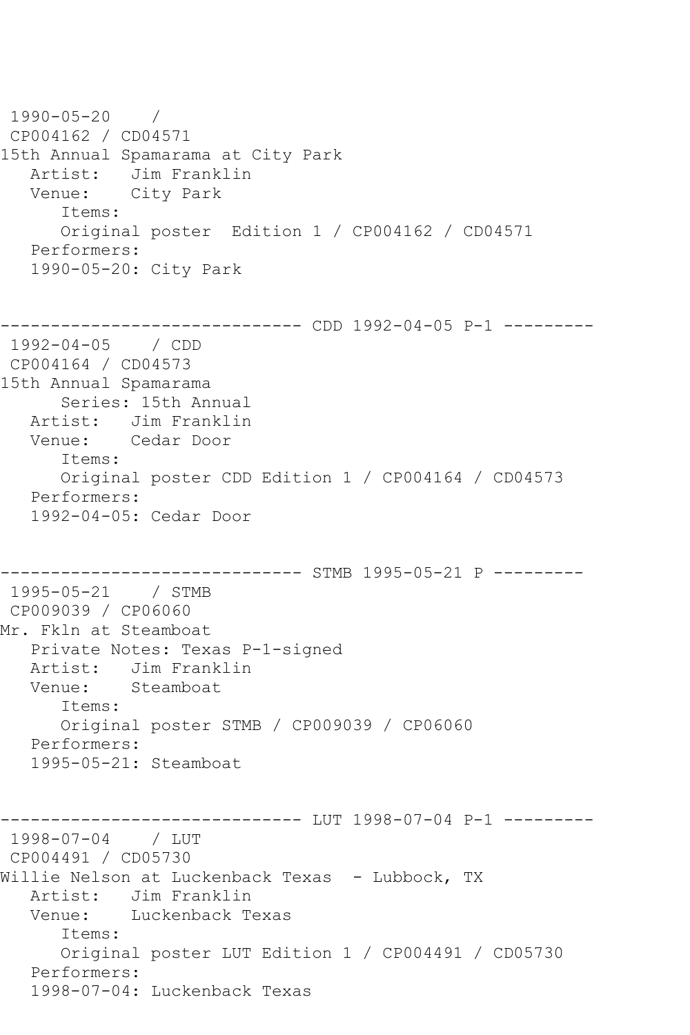```
 1990-05-20    / 
 CP004162 / CD04571
15th Annual Spamarama at City Park
   Artist:   Jim Franklin
   Venue:    City Park
      Items:
      Original poster  Edition 1 / CP004162 / CD04571
   Performers:
   1990-05-20: City Park


------------------------------ CDD 1992-04-05 P-1 ---------
 1992-04-05    / CDD
 CP004164 / CD04573
15th Annual Spamarama
      Series: 15th Annual
   Artist:   Jim Franklin
   Venue:    Cedar Door
      Items:
      Original poster CDD Edition 1 / CP004164 / CD04573
   Performers:
   1992-04-05: Cedar Door


------------------------------ STMB 1995-05-21 P ---------
 1995-05-21    / STMB
 CP009039 / CP06060
Mr. Fkln at Steamboat
   Private Notes: Texas P-1-signed
   Artist:   Jim Franklin
   Venue:    Steamboat
      Items:
      Original poster STMB / CP009039 / CP06060
   Performers:
   1995-05-21: Steamboat


------------------------------ LUT 1998-07-04 P-1 ---------
 1998-07-04    / LUT
 CP004491 / CD05730
Willie Nelson at Luckenback Texas  - Lubbock, TX
   Artist:   Jim Franklin
   Venue:    Luckenback Texas
      Items:
      Original poster LUT Edition 1 / CP004491 / CD05730
   Performers:
   1998-07-04: Luckenback Texas
```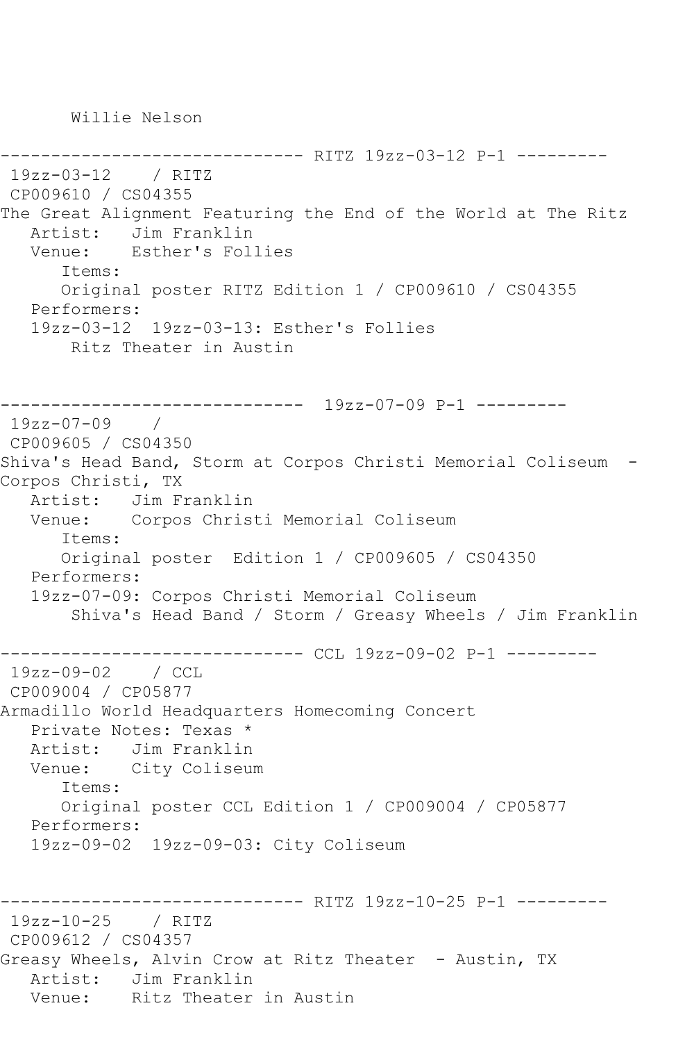Willie Nelson

------------------------------ RITZ 19zz-03-12 P-1 ---------

19zz-03-12 / RITZ

CP009610 / CS04355

The Great Alignment Featuring the End of the World at The Ritz

Artist: Jim Franklin

Venue: Esther's Follies

Items:

Original poster RITZ Edition 1 / CP009610 / CS04355

Performers:

19zz-03-12 19zz-03-13: Esther's Follies

Ritz Theater in Austin

------------------------------ 19zz-07-09 P-1 ---------

19zz-07-09 /

CP009605 / CS04350

Shiva's Head Band, Storm at Corpos Christi Memorial Coliseum - Corpos Christi, TX

Artist: Jim Franklin

Venue: Corpos Christi Memorial Coliseum

Items:

Original poster Edition 1 / CP009605 / CS04350

Performers:

19zz-07-09: Corpos Christi Memorial Coliseum

Shiva's Head Band / Storm / Greasy Wheels / Jim Franklin

------------------------------ CCL 19zz-09-02 P-1 ---------

19zz-09-02 / CCL

CP009004 / CP05877

Armadillo World Headquarters Homecoming Concert

Private Notes: Texas *

Artist: Jim Franklin

Venue: City Coliseum

Items:

Original poster CCL Edition 1 / CP009004 / CP05877

Performers:

19zz-09-02 19zz-09-03: City Coliseum

------------------------------ RITZ 19zz-10-25 P-1 ---------

19zz-10-25 / RITZ

CP009612 / CS04357

Greasy Wheels, Alvin Crow at Ritz Theater - Austin, TX

Artist: Jim Franklin

Venue: Ritz Theater in Austin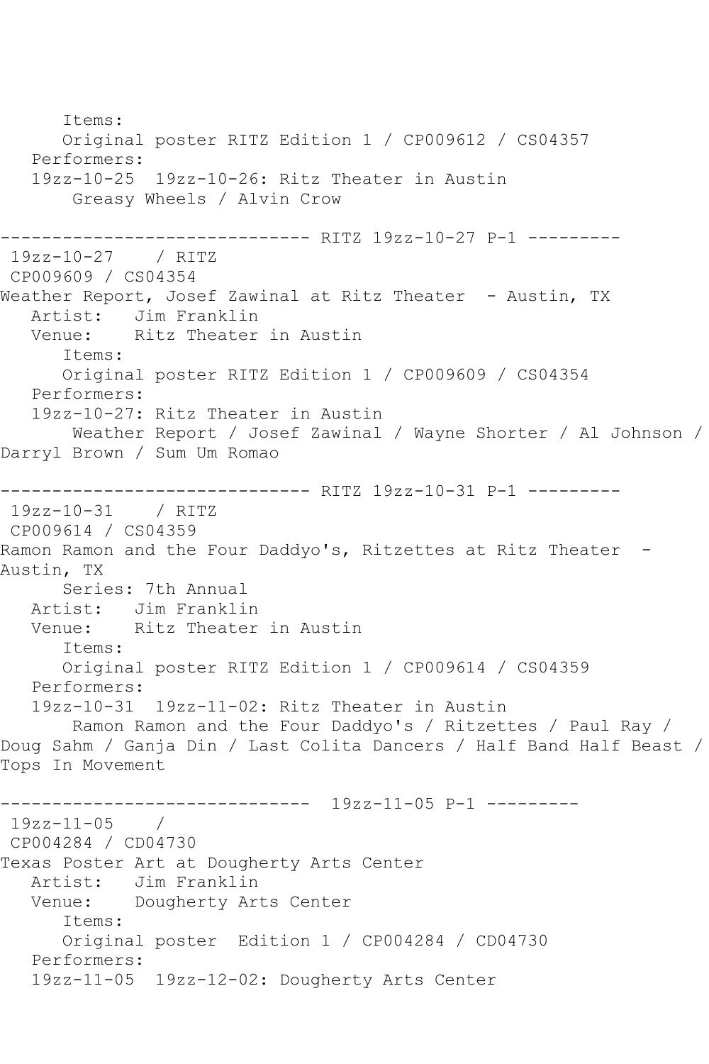```
      Items:
      Original poster RITZ Edition 1 / CP009612 / CS04357
   Performers:
   19zz-10-25  19zz-10-26: Ritz Theater in Austin
       Greasy Wheels / Alvin Crow

------------------------------ RITZ 19zz-10-27 P-1 ---------
 19zz-10-27    / RITZ
 CP009609 / CS04354
Weather Report, Josef Zawinal at Ritz Theater  - Austin, TX
   Artist:   Jim Franklin
   Venue:    Ritz Theater in Austin
      Items:
      Original poster RITZ Edition 1 / CP009609 / CS04354
   Performers:
   19zz-10-27: Ritz Theater in Austin
       Weather Report / Josef Zawinal / Wayne Shorter / Al Johnson / 
Darryl Brown / Sum Um Romao

------------------------------ RITZ 19zz-10-31 P-1 ---------
 19zz-10-31    / RITZ
 CP009614 / CS04359
Ramon Ramon and the Four Daddyo's, Ritzettes at Ritz Theater  - 
Austin, TX
      Series: 7th Annual
   Artist:   Jim Franklin
   Venue:    Ritz Theater in Austin
      Items:
      Original poster RITZ Edition 1 / CP009614 / CS04359
   Performers:
   19zz-10-31  19zz-11-02: Ritz Theater in Austin
       Ramon Ramon and the Four Daddyo's / Ritzettes / Paul Ray / 
Doug Sahm / Ganja Din / Last Colita Dancers / Half Band Half Beast / 
Tops In Movement

------------------------------  19zz-11-05 P-1 ---------
 19zz-11-05    / 
 CP004284 / CD04730
Texas Poster Art at Dougherty Arts Center
   Artist:   Jim Franklin
   Venue:    Dougherty Arts Center
      Items:
      Original poster  Edition 1 / CP004284 / CD04730
   Performers:
   19zz-11-05  19zz-12-02: Dougherty Arts Center
```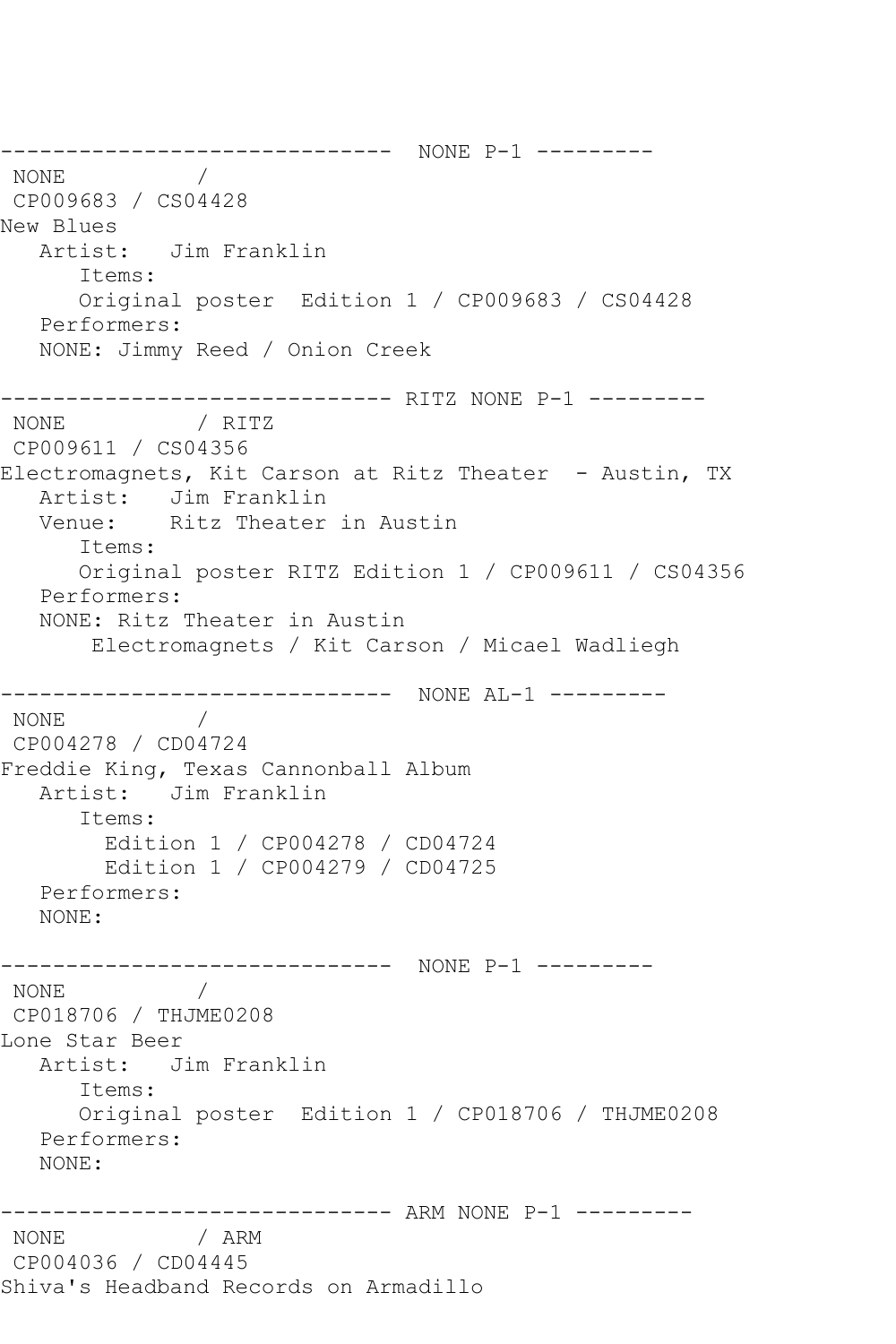```
------------------------------  NONE P-1 ---------
 NONE           /
 CP009683 / CS04428
New Blues
   Artist:   Jim Franklin
      Items:
      Original poster  Edition 1 / CP009683 / CS04428
   Performers:
   NONE: Jimmy Reed / Onion Creek

------------------------------ RITZ NONE P-1 ---------
 NONE           / RITZ
 CP009611 / CS04356
Electromagnets, Kit Carson at Ritz Theater  - Austin, TX
   Artist:   Jim Franklin
   Venue:    Ritz Theater in Austin
      Items:
      Original poster RITZ Edition 1 / CP009611 / CS04356
   Performers:
   NONE: Ritz Theater in Austin
       Electromagnets / Kit Carson / Micael Wadliegh

------------------------------  NONE AL-1 ---------
 NONE           /
 CP004278 / CD04724
Freddie King, Texas Cannonball Album
   Artist:   Jim Franklin
      Items:
        Edition 1 / CP004278 / CD04724
        Edition 1 / CP004279 / CD04725
   Performers:
   NONE:

------------------------------  NONE P-1 ---------
 NONE           /
 CP018706 / THJME0208
Lone Star Beer
   Artist:   Jim Franklin
      Items:
      Original poster  Edition 1 / CP018706 / THJME0208
   Performers:
   NONE:

------------------------------ ARM NONE P-1 ---------
 NONE           / ARM
 CP004036 / CD04445
Shiva's Headband Records on Armadillo
```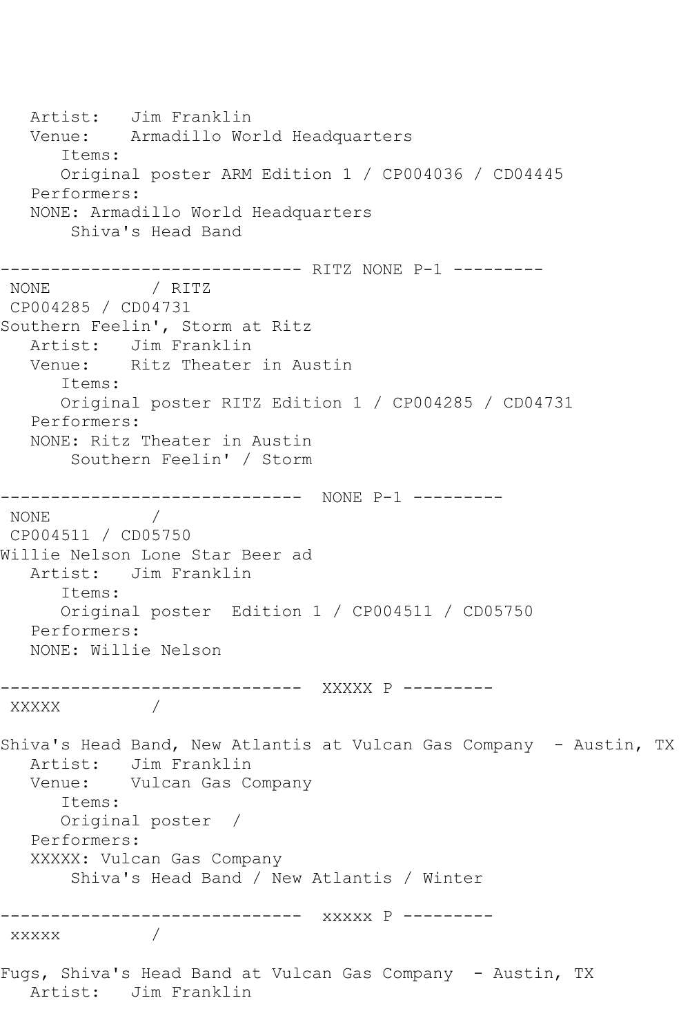```
   Artist:   Jim Franklin
   Venue:    Armadillo World Headquarters
      Items:
      Original poster ARM Edition 1 / CP004036 / CD04445
   Performers:
   NONE: Armadillo World Headquarters
       Shiva's Head Band

------------------------------ RITZ NONE P-1 ---------
 NONE          / RITZ
 CP004285 / CD04731
Southern Feelin', Storm at Ritz
   Artist:   Jim Franklin
   Venue:    Ritz Theater in Austin
      Items:
      Original poster RITZ Edition 1 / CP004285 / CD04731
   Performers:
   NONE: Ritz Theater in Austin
       Southern Feelin' / Storm

------------------------------  NONE P-1 ---------
 NONE          /
 CP004511 / CD05750
Willie Nelson Lone Star Beer ad
   Artist:   Jim Franklin
      Items:
      Original poster  Edition 1 / CP004511 / CD05750
   Performers:
   NONE: Willie Nelson

------------------------------  XXXXX P ---------
 XXXXX         /

Shiva's Head Band, New Atlantis at Vulcan Gas Company  - Austin, TX
   Artist:   Jim Franklin
   Venue:    Vulcan Gas Company
      Items:
      Original poster  /
   Performers:
   XXXXX: Vulcan Gas Company
       Shiva's Head Band / New Atlantis / Winter

------------------------------  xxxxx P ---------
 xxxxx         /

Fugs, Shiva's Head Band at Vulcan Gas Company  - Austin, TX
   Artist:   Jim Franklin
```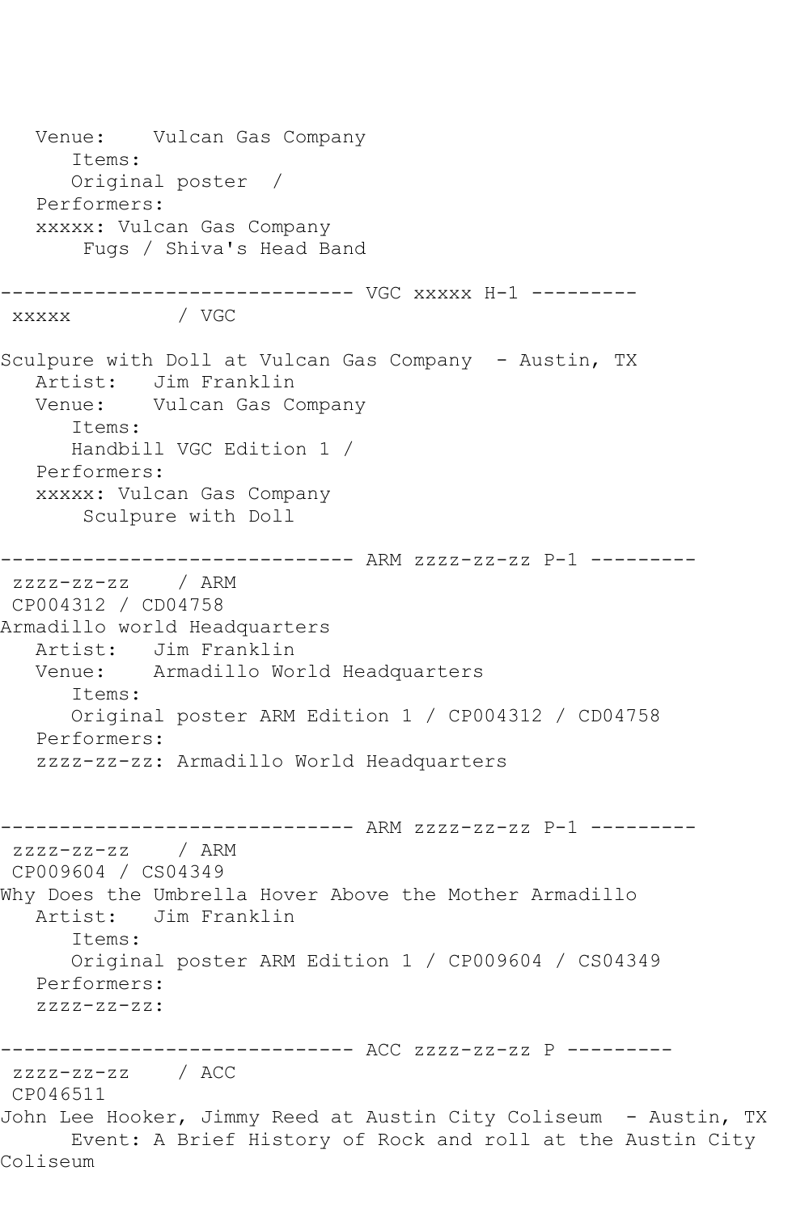```
   Venue:    Vulcan Gas Company
      Items:
      Original poster  /
   Performers:
   xxxxx: Vulcan Gas Company
       Fugs / Shiva's Head Band

------------------------------ VGC xxxxx H-1 ---------
 xxxxx         / VGC

Sculpure with Doll at Vulcan Gas Company  - Austin, TX
   Artist:   Jim Franklin
   Venue:    Vulcan Gas Company
      Items:
      Handbill VGC Edition 1 /
   Performers:
   xxxxx: Vulcan Gas Company
       Sculpure with Doll

------------------------------ ARM zzzz-zz-zz P-1 ---------
 zzzz-zz-zz    / ARM
 CP004312 / CD04758
Armadillo world Headquarters
   Artist:   Jim Franklin
   Venue:    Armadillo World Headquarters
      Items:
      Original poster ARM Edition 1 / CP004312 / CD04758
   Performers:
   zzzz-zz-zz: Armadillo World Headquarters


------------------------------ ARM zzzz-zz-zz P-1 ---------
 zzzz-zz-zz    / ARM
 CP009604 / CS04349
Why Does the Umbrella Hover Above the Mother Armadillo
   Artist:   Jim Franklin
      Items:
      Original poster ARM Edition 1 / CP009604 / CS04349
   Performers:
   zzzz-zz-zz:

------------------------------ ACC zzzz-zz-zz P ---------
 zzzz-zz-zz    / ACC
 CP046511
John Lee Hooker, Jimmy Reed at Austin City Coliseum  - Austin, TX
      Event: A Brief History of Rock and roll at the Austin City
Coliseum
```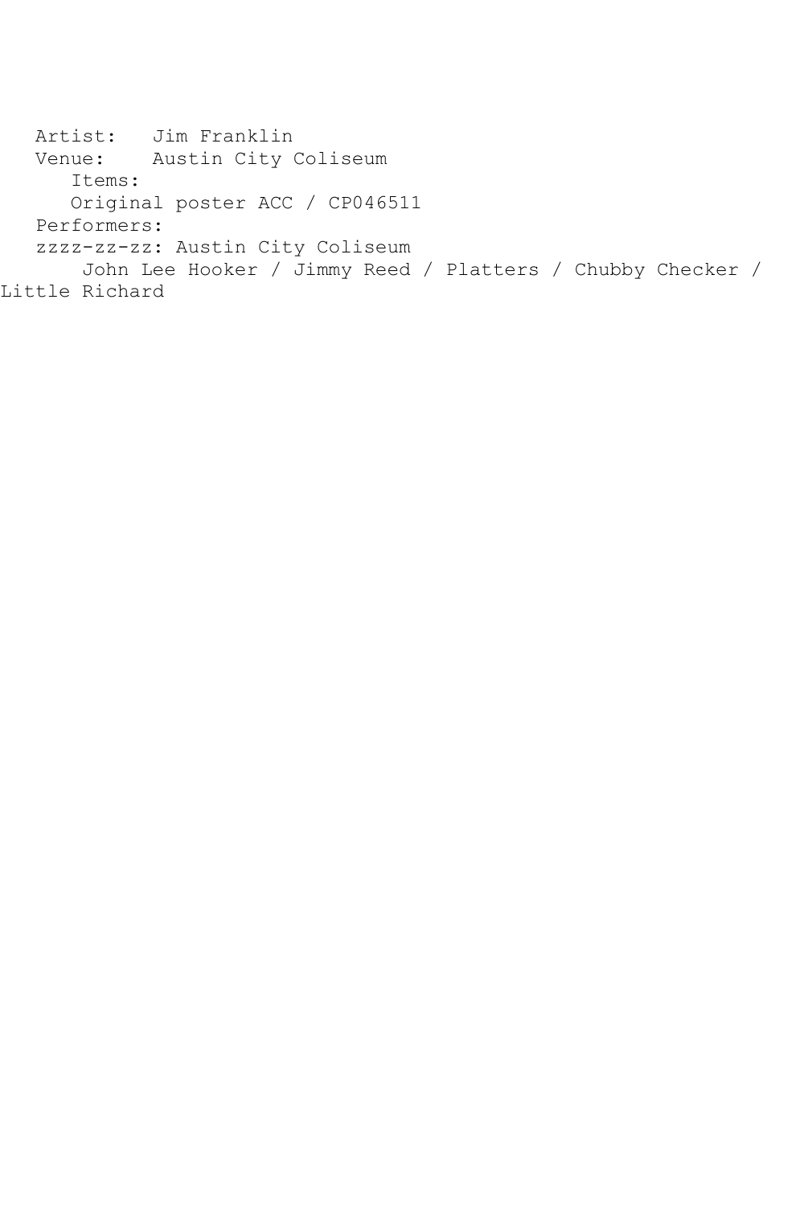Artist: Jim Franklin
Venue: Austin City Coliseum
Items:
Original poster ACC / CP046511
Performers:
zzzz-zz-zz: Austin City Coliseum
John Lee Hooker / Jimmy Reed / Platters / Chubby Checker / Little Richard